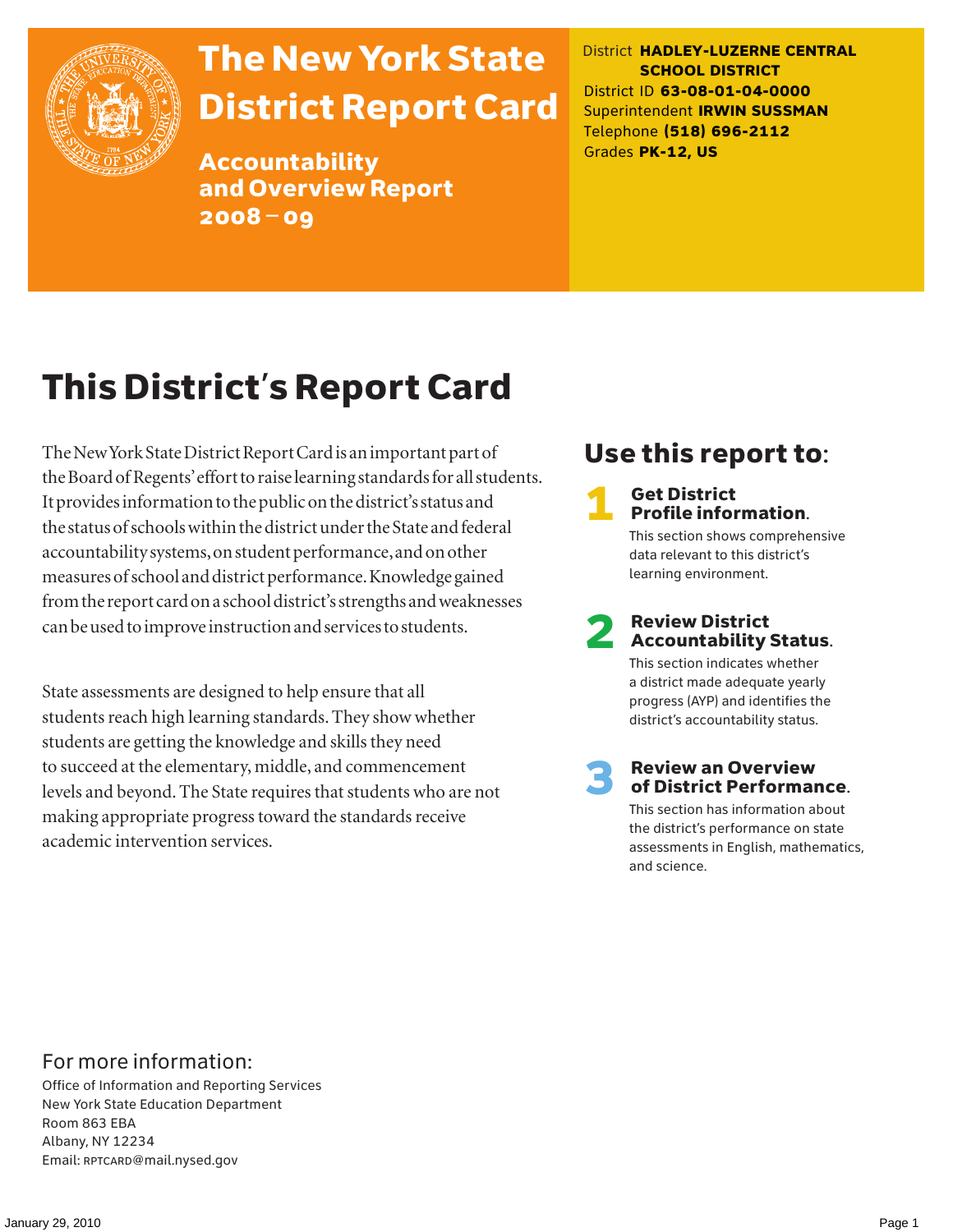# The New York State District Report Card

## Accountability and Overview Report 2008 – 09

District **HADLEY-LUZERNE CENTRAL SCHOOL DISTRICT**
District ID **63-08-01-04-0000**
Superintendent **IRWIN SUSSMAN**
Telephone **(518) 696-2112**
Grades **PK-12, US**

# This District's Report Card

The New York State District Report Card is an important part of the Board of Regents' effort to raise learning standards for all students. It provides information to the public on the district's status and the status of schools within the district under the State and federal accountability systems, on student performance, and on other measures of school and district performance. Knowledge gained from the report card on a school district's strengths and weaknesses can be used to improve instruction and services to students.

State assessments are designed to help ensure that all students reach high learning standards. They show whether students are getting the knowledge and skills they need to succeed at the elementary, middle, and commencement levels and beyond. The State requires that students who are not making appropriate progress toward the standards receive academic intervention services.

## Use this report to:

**1 Get District Profile information.**
This section shows comprehensive data relevant to this district's learning environment.

**2 Review District Accountability Status.**
This section indicates whether a district made adequate yearly progress (AYP) and identifies the district's accountability status.

**3 Review an Overview of District Performance.**
This section has information about the district's performance on state assessments in English, mathematics, and science.

## For more information:

Office of Information and Reporting Services
New York State Education Department
Room 863 EBA
Albany, NY 12234
Email: RPTCARD@mail.nysed.gov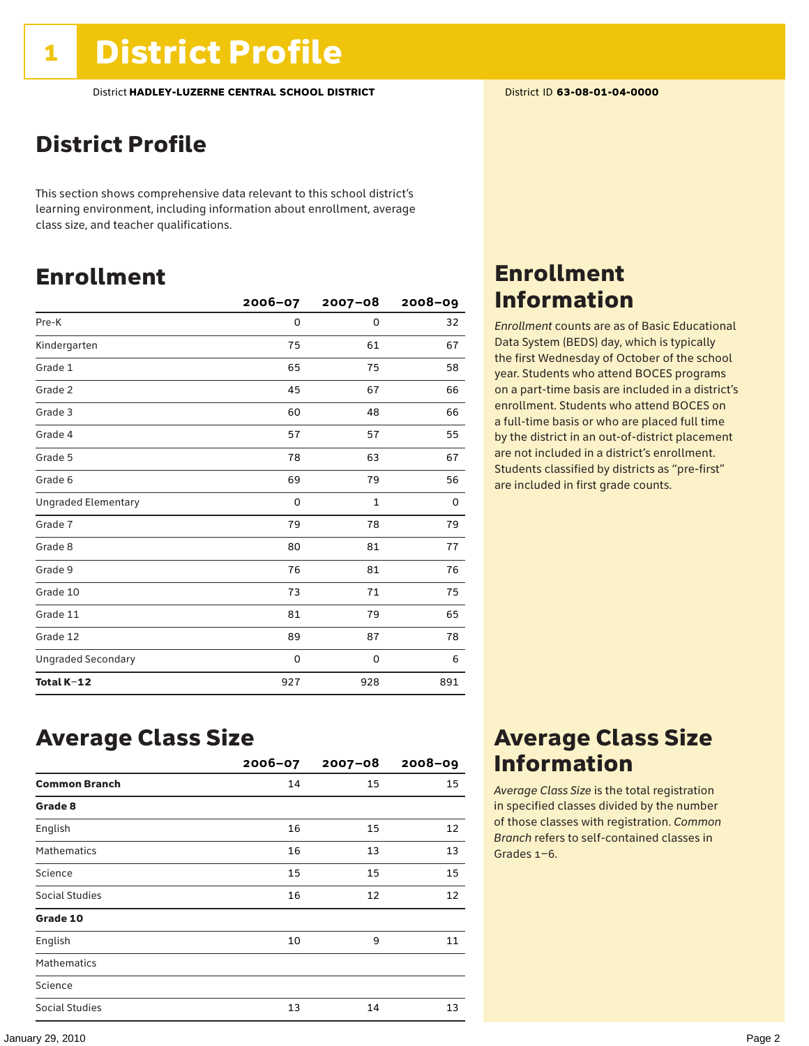# 1 District Profile

District **HADLEY-LUZERNE CENTRAL SCHOOL DISTRICT**

District ID **63-08-01-04-0000**

## District Profile

This section shows comprehensive data relevant to this school district's learning environment, including information about enrollment, average class size, and teacher qualifications.

## Enrollment

| | 2006–07 | 2007–08 | 2008–09 |
|---|---|---|---|
| Pre-K | 0 | 0 | 32 |
| Kindergarten | 75 | 61 | 67 |
| Grade 1 | 65 | 75 | 58 |
| Grade 2 | 45 | 67 | 66 |
| Grade 3 | 60 | 48 | 66 |
| Grade 4 | 57 | 57 | 55 |
| Grade 5 | 78 | 63 | 67 |
| Grade 6 | 69 | 79 | 56 |
| Ungraded Elementary | 0 | 1 | 0 |
| Grade 7 | 79 | 78 | 79 |
| Grade 8 | 80 | 81 | 77 |
| Grade 9 | 76 | 81 | 76 |
| Grade 10 | 73 | 71 | 75 |
| Grade 11 | 81 | 79 | 65 |
| Grade 12 | 89 | 87 | 78 |
| Ungraded Secondary | 0 | 0 | 6 |
| **Total K–12** | 927 | 928 | 891 |

## Enrollment Information

*Enrollment* counts are as of Basic Educational Data System (BEDS) day, which is typically the first Wednesday of October of the school year. Students who attend BOCES programs on a part-time basis are included in a district's enrollment. Students who attend BOCES on a full-time basis or who are placed full time by the district in an out-of-district placement are not included in a district's enrollment. Students classified by districts as "pre-first" are included in first grade counts.

## Average Class Size

| | 2006–07 | 2007–08 | 2008–09 |
|---|---|---|---|
| **Common Branch** | 14 | 15 | 15 |
| **Grade 8** | | | |
| English | 16 | 15 | 12 |
| Mathematics | 16 | 13 | 13 |
| Science | 15 | 15 | 15 |
| Social Studies | 16 | 12 | 12 |
| **Grade 10** | | | |
| English | 10 | 9 | 11 |
| Mathematics | | | |
| Science | | | |
| Social Studies | 13 | 14 | 13 |

## Average Class Size Information

*Average Class Size* is the total registration in specified classes divided by the number of those classes with registration. *Common Branch* refers to self-contained classes in Grades 1–6.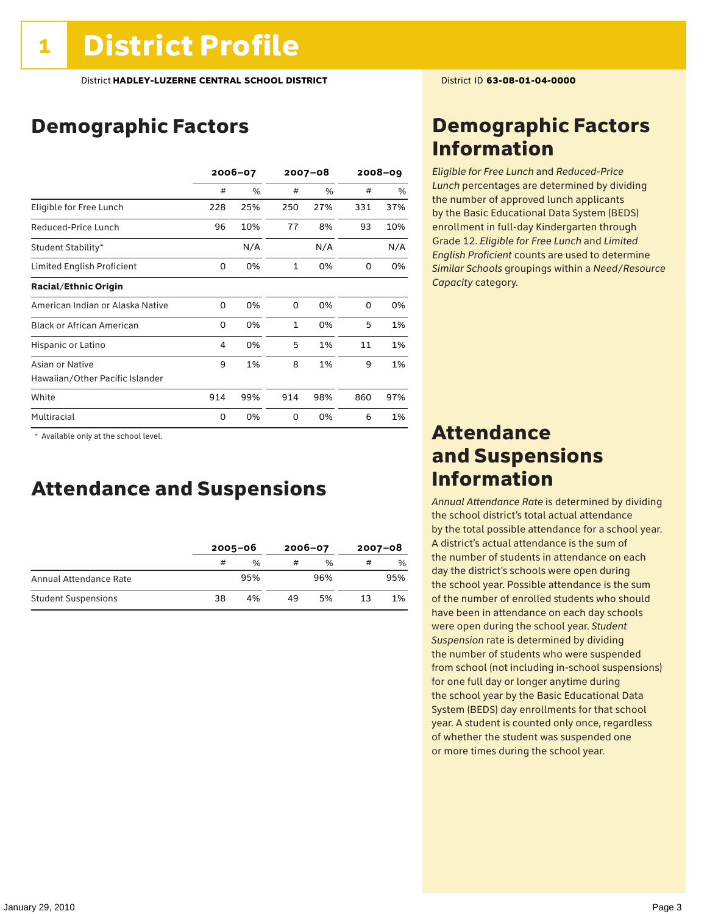# 1 District Profile

District **HADLEY-LUZERNE CENTRAL SCHOOL DISTRICT**

District ID **63-08-01-04-0000**

## Demographic Factors

| | 2006–07 | | 2007–08 | | 2008–09 | |
|---|---|---|---|---|---|---|
| | # | % | # | % | # | % |
| Eligible for Free Lunch | 228 | 25% | 250 | 27% | 331 | 37% |
| Reduced-Price Lunch | 96 | 10% | 77 | 8% | 93 | 10% |
| Student Stability* | | N/A | | N/A | | N/A |
| Limited English Proficient | 0 | 0% | 1 | 0% | 0 | 0% |
| **Racial/Ethnic Origin** | | | | | | |
| American Indian or Alaska Native | 0 | 0% | 0 | 0% | 0 | 0% |
| Black or African American | 0 | 0% | 1 | 0% | 5 | 1% |
| Hispanic or Latino | 4 | 0% | 5 | 1% | 11 | 1% |
| Asian or Native Hawaiian/Other Pacific Islander | 9 | 1% | 8 | 1% | 9 | 1% |
| White | 914 | 99% | 914 | 98% | 860 | 97% |
| Multiracial | 0 | 0% | 0 | 0% | 6 | 1% |

\* Available only at the school level.

## Attendance and Suspensions

| | 2005–06 | | 2006–07 | | 2007–08 | |
|---|---|---|---|---|---|---|
| | # | % | # | % | # | % |
| Annual Attendance Rate | | 95% | | 96% | | 95% |
| Student Suspensions | 38 | 4% | 49 | 5% | 13 | 1% |

## Demographic Factors Information

*Eligible for Free Lunch* and *Reduced-Price Lunch* percentages are determined by dividing the number of approved lunch applicants by the Basic Educational Data System (BEDS) enrollment in full-day Kindergarten through Grade 12. *Eligible for Free Lunch* and *Limited English Proficient* counts are used to determine *Similar Schools* groupings within a *Need/Resource Capacity* category.

## Attendance and Suspensions Information

*Annual Attendance Rate* is determined by dividing the school district's total actual attendance by the total possible attendance for a school year. A district's actual attendance is the sum of the number of students in attendance on each day the district's schools were open during the school year. Possible attendance is the sum of the number of enrolled students who should have been in attendance on each day schools were open during the school year. *Student Suspension* rate is determined by dividing the number of students who were suspended from school (not including in-school suspensions) for one full day or longer anytime during the school year by the Basic Educational Data System (BEDS) day enrollments for that school year. A student is counted only once, regardless of whether the student was suspended one or more times during the school year.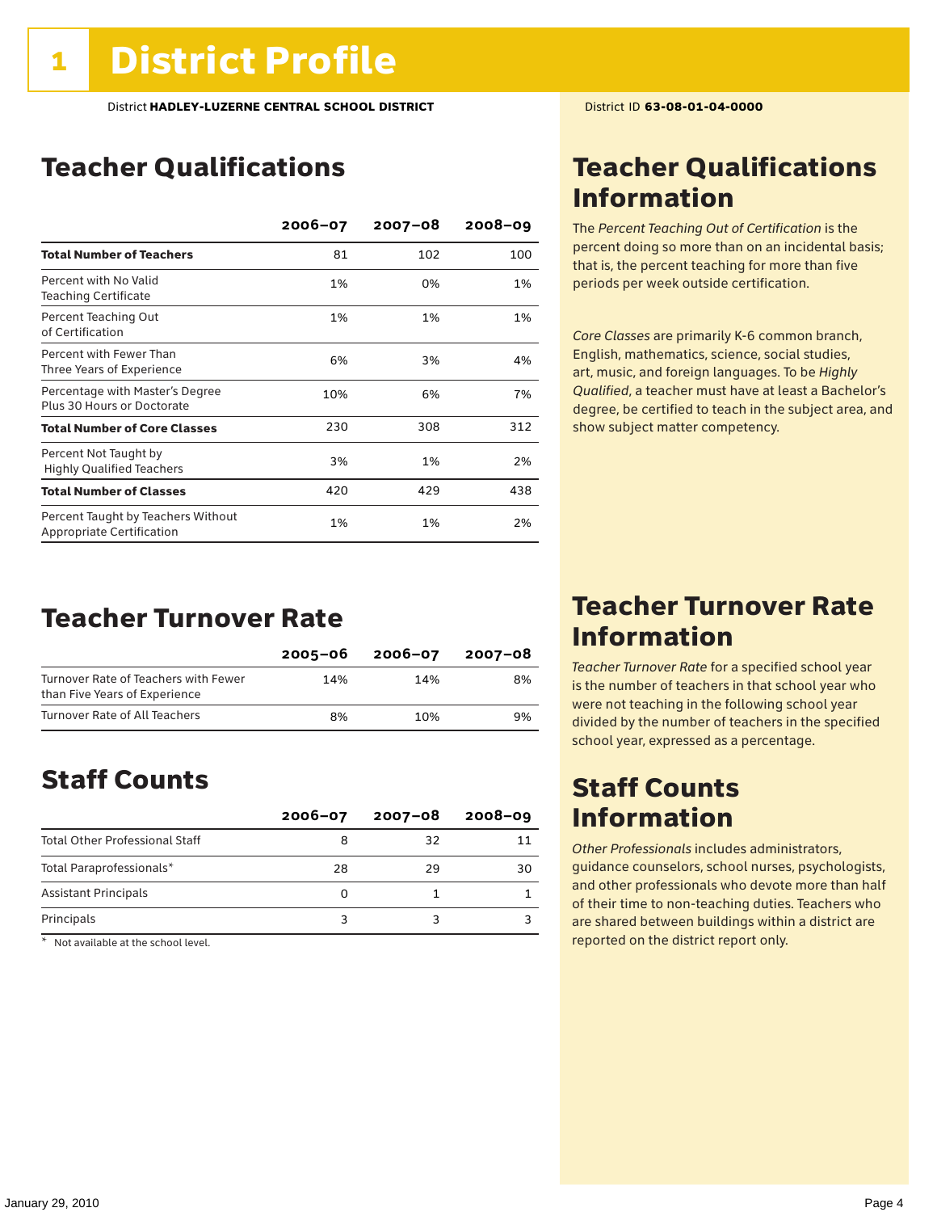# 1 District Profile

District **HADLEY-LUZERNE CENTRAL SCHOOL DISTRICT** District ID **63-08-01-04-0000**

## Teacher Qualifications

| | 2006–07 | 2007–08 | 2008–09 |
|---|---|---|---|
| **Total Number of Teachers** | 81 | 102 | 100 |
| Percent with No Valid Teaching Certificate | 1% | 0% | 1% |
| Percent Teaching Out of Certification | 1% | 1% | 1% |
| Percent with Fewer Than Three Years of Experience | 6% | 3% | 4% |
| Percentage with Master's Degree Plus 30 Hours or Doctorate | 10% | 6% | 7% |
| **Total Number of Core Classes** | 230 | 308 | 312 |
| Percent Not Taught by Highly Qualified Teachers | 3% | 1% | 2% |
| **Total Number of Classes** | 420 | 429 | 438 |
| Percent Taught by Teachers Without Appropriate Certification | 1% | 1% | 2% |

## Teacher Qualifications Information

The *Percent Teaching Out of Certification* is the percent doing so more than on an incidental basis; that is, the percent teaching for more than five periods per week outside certification.

*Core Classes* are primarily K-6 common branch, English, mathematics, science, social studies, art, music, and foreign languages. To be *Highly Qualified*, a teacher must have at least a Bachelor's degree, be certified to teach in the subject area, and show subject matter competency.

## Teacher Turnover Rate

| | 2005–06 | 2006–07 | 2007–08 |
|---|---|---|---|
| Turnover Rate of Teachers with Fewer than Five Years of Experience | 14% | 14% | 8% |
| Turnover Rate of All Teachers | 8% | 10% | 9% |

## Teacher Turnover Rate Information

*Teacher Turnover Rate* for a specified school year is the number of teachers in that school year who were not teaching in the following school year divided by the number of teachers in the specified school year, expressed as a percentage.

## Staff Counts

| | 2006–07 | 2007–08 | 2008–09 |
|---|---|---|---|
| Total Other Professional Staff | 8 | 32 | 11 |
| Total Paraprofessionals* | 28 | 29 | 30 |
| Assistant Principals | 0 | 1 | 1 |
| Principals | 3 | 3 | 3 |

\* Not available at the school level.

## Staff Counts Information

*Other Professionals* includes administrators, guidance counselors, school nurses, psychologists, and other professionals who devote more than half of their time to non-teaching duties. Teachers who are shared between buildings within a district are reported on the district report only.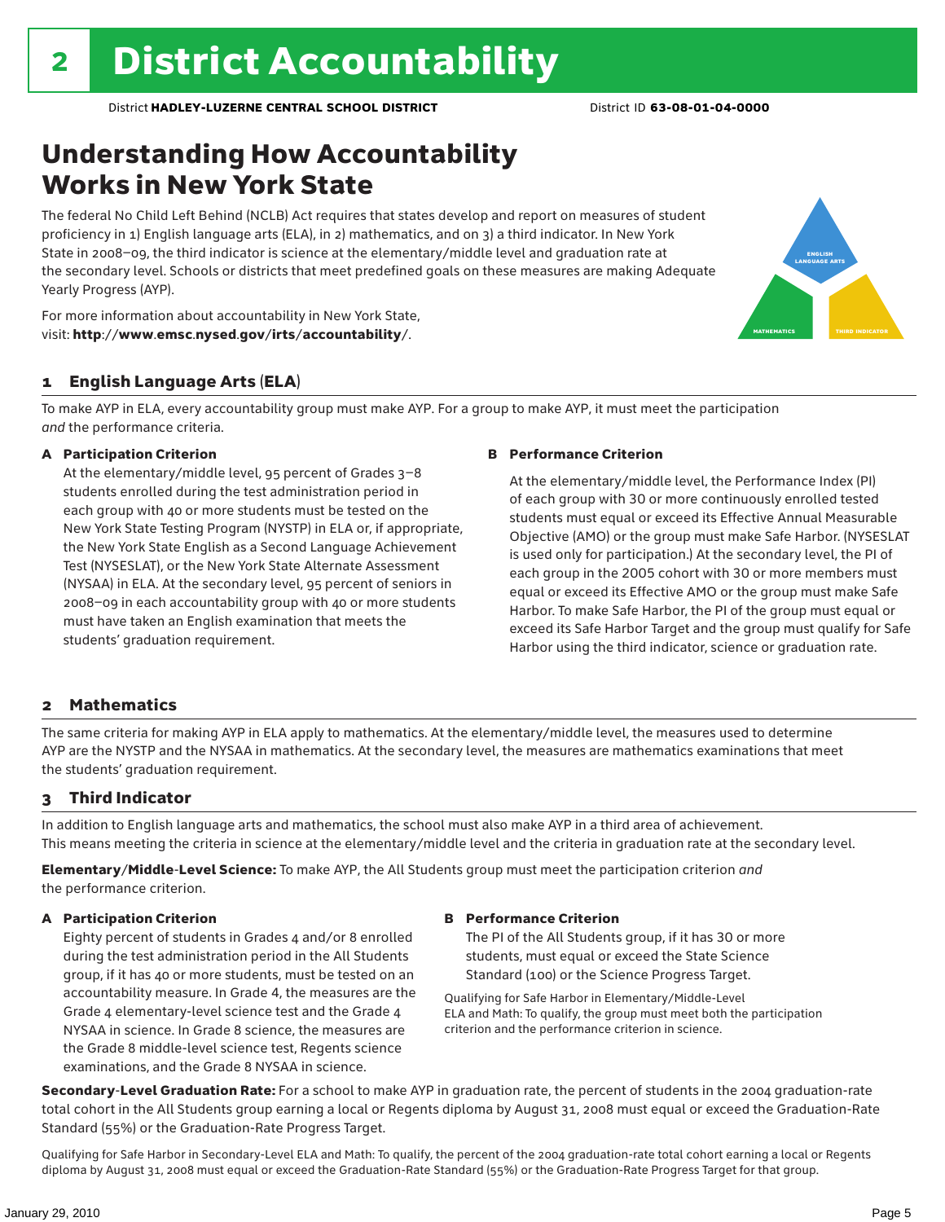# 2 District Accountability

District **HADLEY-LUZERNE CENTRAL SCHOOL DISTRICT** District ID **63-08-01-04-0000**

## Understanding How Accountability Works in New York State

The federal No Child Left Behind (NCLB) Act requires that states develop and report on measures of student proficiency in 1) English language arts (ELA), in 2) mathematics, and on 3) a third indicator. In New York State in 2008–09, the third indicator is science at the elementary/middle level and graduation rate at the secondary level. Schools or districts that meet predefined goals on these measures are making Adequate Yearly Progress (AYP).

For more information about accountability in New York State, visit: **http://www.emsc.nysed.gov/irts/accountability/**.

ENGLISH LANGUAGE ARTS

MATHEMATICS

THIRD INDICATOR

### 1 English Language Arts (ELA)

To make AYP in ELA, every accountability group must make AYP. For a group to make AYP, it must meet the participation *and* the performance criteria.

**A Participation Criterion**

At the elementary/middle level, 95 percent of Grades 3–8 students enrolled during the test administration period in each group with 40 or more students must be tested on the New York State Testing Program (NYSTP) in ELA or, if appropriate, the New York State English as a Second Language Achievement Test (NYSESLAT), or the New York State Alternate Assessment (NYSAA) in ELA. At the secondary level, 95 percent of seniors in 2008–09 in each accountability group with 40 or more students must have taken an English examination that meets the students' graduation requirement.

**B Performance Criterion**

At the elementary/middle level, the Performance Index (PI) of each group with 30 or more continuously enrolled tested students must equal or exceed its Effective Annual Measurable Objective (AMO) or the group must make Safe Harbor. (NYSESLAT is used only for participation.) At the secondary level, the PI of each group in the 2005 cohort with 30 or more members must equal or exceed its Effective AMO or the group must make Safe Harbor. To make Safe Harbor, the PI of the group must equal or exceed its Safe Harbor Target and the group must qualify for Safe Harbor using the third indicator, science or graduation rate.

### 2 Mathematics

The same criteria for making AYP in ELA apply to mathematics. At the elementary/middle level, the measures used to determine AYP are the NYSTP and the NYSAA in mathematics. At the secondary level, the measures are mathematics examinations that meet the students' graduation requirement.

### 3 Third Indicator

In addition to English language arts and mathematics, the school must also make AYP in a third area of achievement. This means meeting the criteria in science at the elementary/middle level and the criteria in graduation rate at the secondary level.

**Elementary/Middle-Level Science:** To make AYP, the All Students group must meet the participation criterion *and* the performance criterion.

**A Participation Criterion**

Eighty percent of students in Grades 4 and/or 8 enrolled during the test administration period in the All Students group, if it has 40 or more students, must be tested on an accountability measure. In Grade 4, the measures are the Grade 4 elementary-level science test and the Grade 4 NYSAA in science. In Grade 8 science, the measures are the Grade 8 middle-level science test, Regents science examinations, and the Grade 8 NYSAA in science.

**B Performance Criterion**

The PI of the All Students group, if it has 30 or more students, must equal or exceed the State Science Standard (100) or the Science Progress Target.

Qualifying for Safe Harbor in Elementary/Middle-Level ELA and Math: To qualify, the group must meet both the participation criterion and the performance criterion in science.

**Secondary-Level Graduation Rate:** For a school to make AYP in graduation rate, the percent of students in the 2004 graduation-rate total cohort in the All Students group earning a local or Regents diploma by August 31, 2008 must equal or exceed the Graduation-Rate Standard (55%) or the Graduation-Rate Progress Target.

Qualifying for Safe Harbor in Secondary-Level ELA and Math: To qualify, the percent of the 2004 graduation-rate total cohort earning a local or Regents diploma by August 31, 2008 must equal or exceed the Graduation-Rate Standard (55%) or the Graduation-Rate Progress Target for that group.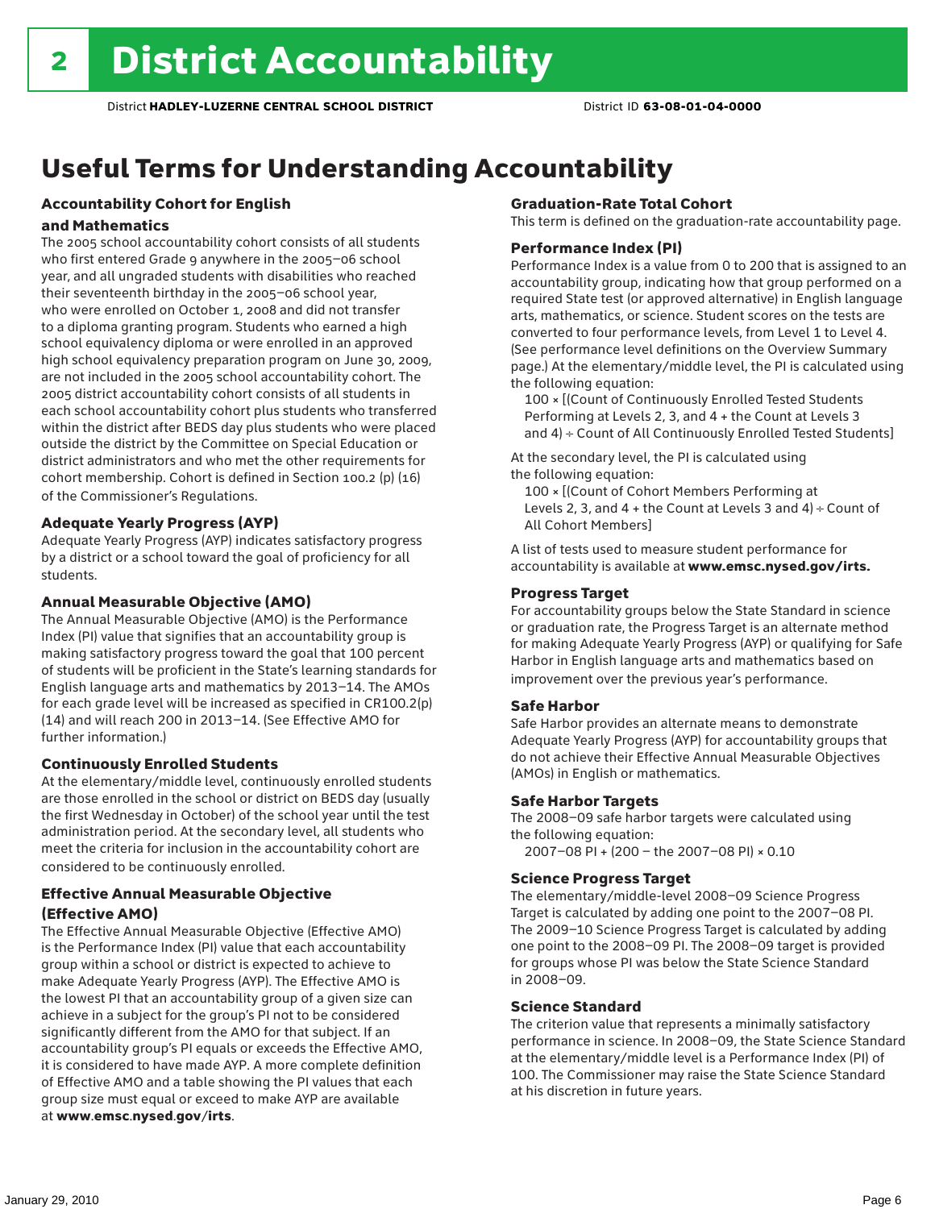# 2 District Accountability

District **HADLEY-LUZERNE CENTRAL SCHOOL DISTRICT** District ID **63-08-01-04-0000**

## Useful Terms for Understanding Accountability

### Accountability Cohort for English and Mathematics

The 2005 school accountability cohort consists of all students who first entered Grade 9 anywhere in the 2005–06 school year, and all ungraded students with disabilities who reached their seventeenth birthday in the 2005–06 school year, who were enrolled on October 1, 2008 and did not transfer to a diploma granting program. Students who earned a high school equivalency diploma or were enrolled in an approved high school equivalency preparation program on June 30, 2009, are not included in the 2005 school accountability cohort. The 2005 district accountability cohort consists of all students in each school accountability cohort plus students who transferred within the district after BEDS day plus students who were placed outside the district by the Committee on Special Education or district administrators and who met the other requirements for cohort membership. Cohort is defined in Section 100.2 (p) (16) of the Commissioner's Regulations.

### Adequate Yearly Progress (AYP)

Adequate Yearly Progress (AYP) indicates satisfactory progress by a district or a school toward the goal of proficiency for all students.

### Annual Measurable Objective (AMO)

The Annual Measurable Objective (AMO) is the Performance Index (PI) value that signifies that an accountability group is making satisfactory progress toward the goal that 100 percent of students will be proficient in the State's learning standards for English language arts and mathematics by 2013–14. The AMOs for each grade level will be increased as specified in CR100.2(p)(14) and will reach 200 in 2013–14. (See Effective AMO for further information.)

### Continuously Enrolled Students

At the elementary/middle level, continuously enrolled students are those enrolled in the school or district on BEDS day (usually the first Wednesday in October) of the school year until the test administration period. At the secondary level, all students who meet the criteria for inclusion in the accountability cohort are considered to be continuously enrolled.

### Effective Annual Measurable Objective (Effective AMO)

The Effective Annual Measurable Objective (Effective AMO) is the Performance Index (PI) value that each accountability group within a school or district is expected to achieve to make Adequate Yearly Progress (AYP). The Effective AMO is the lowest PI that an accountability group of a given size can achieve in a subject for the group's PI not to be considered significantly different from the AMO for that subject. If an accountability group's PI equals or exceeds the Effective AMO, it is considered to have made AYP. A more complete definition of Effective AMO and a table showing the PI values that each group size must equal or exceed to make AYP are available at **www.emsc.nysed.gov/irts**.

### Graduation-Rate Total Cohort

This term is defined on the graduation-rate accountability page.

### Performance Index (PI)

Performance Index is a value from 0 to 200 that is assigned to an accountability group, indicating how that group performed on a required State test (or approved alternative) in English language arts, mathematics, or science. Student scores on the tests are converted to four performance levels, from Level 1 to Level 4. (See performance level definitions on the Overview Summary page.) At the elementary/middle level, the PI is calculated using the following equation:

100 × [(Count of Continuously Enrolled Tested Students Performing at Levels 2, 3, and 4 + the Count at Levels 3 and 4) ÷ Count of All Continuously Enrolled Tested Students]

At the secondary level, the PI is calculated using the following equation:

100 × [(Count of Cohort Members Performing at Levels 2, 3, and 4 + the Count at Levels 3 and 4) ÷ Count of All Cohort Members]

A list of tests used to measure student performance for accountability is available at **www.emsc.nysed.gov/irts.**

### Progress Target

For accountability groups below the State Standard in science or graduation rate, the Progress Target is an alternate method for making Adequate Yearly Progress (AYP) or qualifying for Safe Harbor in English language arts and mathematics based on improvement over the previous year's performance.

### Safe Harbor

Safe Harbor provides an alternate means to demonstrate Adequate Yearly Progress (AYP) for accountability groups that do not achieve their Effective Annual Measurable Objectives (AMOs) in English or mathematics.

### Safe Harbor Targets

The 2008–09 safe harbor targets were calculated using the following equation:

2007–08 PI + (200 – the 2007–08 PI) × 0.10

### Science Progress Target

The elementary/middle-level 2008–09 Science Progress Target is calculated by adding one point to the 2007–08 PI. The 2009–10 Science Progress Target is calculated by adding one point to the 2008–09 PI. The 2008–09 target is provided for groups whose PI was below the State Science Standard in 2008–09.

### Science Standard

The criterion value that represents a minimally satisfactory performance in science. In 2008–09, the State Science Standard at the elementary/middle level is a Performance Index (PI) of 100. The Commissioner may raise the State Science Standard at his discretion in future years.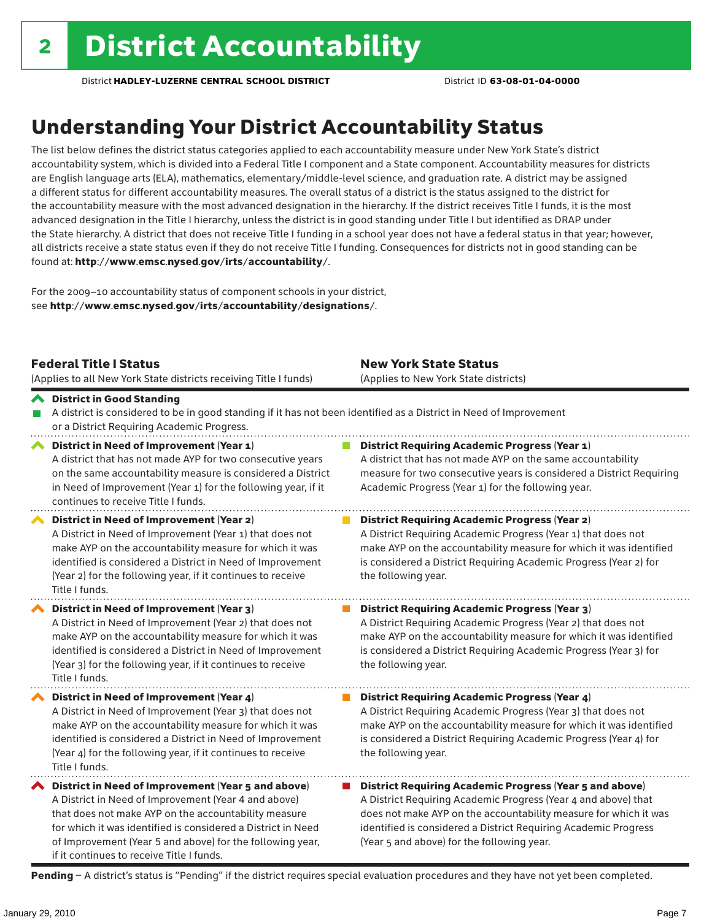# 2 District Accountability

District **HADLEY-LUZERNE CENTRAL SCHOOL DISTRICT** District ID **63-08-01-04-0000**

## Understanding Your District Accountability Status

The list below defines the district status categories applied to each accountability measure under New York State's district accountability system, which is divided into a Federal Title I component and a State component. Accountability measures for districts are English language arts (ELA), mathematics, elementary/middle-level science, and graduation rate. A district may be assigned a different status for different accountability measures. The overall status of a district is the status assigned to the district for the accountability measure with the most advanced designation in the hierarchy. If the district receives Title I funds, it is the most advanced designation in the Title I hierarchy, unless the district is in good standing under Title I but identified as DRAP under the State hierarchy. A district that does not receive Title I funding in a school year does not have a federal status in that year; however, all districts receive a state status even if they do not receive Title I funding. Consequences for districts not in good standing can be found at: **http://www.emsc.nysed.gov/irts/accountability/**.

For the 2009–10 accountability status of component schools in your district, see **http://www.emsc.nysed.gov/irts/accountability/designations/**.

| **Federal Title I Status** (Applies to all New York State districts receiving Title I funds) | **New York State Status** (Applies to New York State districts) |
|---|---|
| **District in Good Standing** A district is considered to be in good standing if it has not been identified as a District in Need of Improvement or a District Requiring Academic Progress. | |
| **District in Need of Improvement (Year 1)** A district that has not made AYP for two consecutive years on the same accountability measure is considered a District in Need of Improvement (Year 1) for the following year, if it continues to receive Title I funds. | **District Requiring Academic Progress (Year 1)** A district that has not made AYP on the same accountability measure for two consecutive years is considered a District Requiring Academic Progress (Year 1) for the following year. |
| **District in Need of Improvement (Year 2)** A District in Need of Improvement (Year 1) that does not make AYP on the accountability measure for which it was identified is considered a District in Need of Improvement (Year 2) for the following year, if it continues to receive Title I funds. | **District Requiring Academic Progress (Year 2)** A District Requiring Academic Progress (Year 1) that does not make AYP on the accountability measure for which it was identified is considered a District Requiring Academic Progress (Year 2) for the following year. |
| **District in Need of Improvement (Year 3)** A District in Need of Improvement (Year 2) that does not make AYP on the accountability measure for which it was identified is considered a District in Need of Improvement (Year 3) for the following year, if it continues to receive Title I funds. | **District Requiring Academic Progress (Year 3)** A District Requiring Academic Progress (Year 2) that does not make AYP on the accountability measure for which it was identified is considered a District Requiring Academic Progress (Year 3) for the following year. |
| **District in Need of Improvement (Year 4)** A District in Need of Improvement (Year 3) that does not make AYP on the accountability measure for which it was identified is considered a District in Need of Improvement (Year 4) for the following year, if it continues to receive Title I funds. | **District Requiring Academic Progress (Year 4)** A District Requiring Academic Progress (Year 3) that does not make AYP on the accountability measure for which it was identified is considered a District Requiring Academic Progress (Year 4) for the following year. |
| **District in Need of Improvement (Year 5 and above)** A District in Need of Improvement (Year 4 and above) that does not make AYP on the accountability measure for which it was identified is considered a District in Need of Improvement (Year 5 and above) for the following year, if it continues to receive Title I funds. | **District Requiring Academic Progress (Year 5 and above)** A District Requiring Academic Progress (Year 4 and above) that does not make AYP on the accountability measure for which it was identified is considered a District Requiring Academic Progress (Year 5 and above) for the following year. |

**Pending** – A district's status is "Pending" if the district requires special evaluation procedures and they have not yet been completed.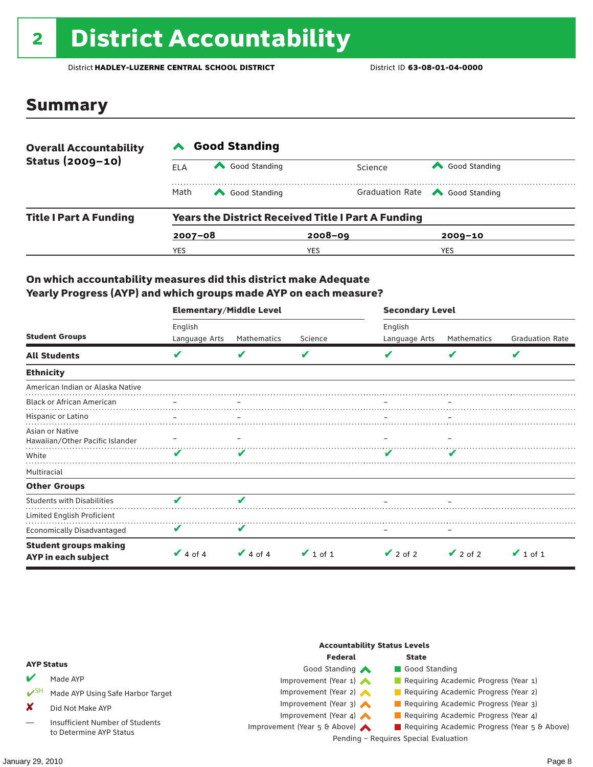# 2 District Accountability

District **HADLEY-LUZERNE CENTRAL SCHOOL DISTRICT** District ID **63-08-01-04-0000**

## Summary

| **Overall Accountability Status (2009–10)** | **Good Standing** | | | |
|---|---|---|---|---|
| | ELA | Good Standing | Science | Good Standing |
| | Math | Good Standing | Graduation Rate | Good Standing |

| **Title I Part A Funding** | **Years the District Received Title I Part A Funding** | | |
|---|---|---|---|
| | **2007–08** | **2008–09** | **2009–10** |
| | YES | YES | YES |

### On which accountability measures did this district make Adequate Yearly Progress (AYP) and which groups made AYP on each measure?

| Student Groups | Elementary/Middle Level English Language Arts | Elementary/Middle Level Mathematics | Elementary/Middle Level Science | Secondary Level English Language Arts | Secondary Level Mathematics | Secondary Level Graduation Rate |
|---|---|---|---|---|---|---|
| **All Students** | ✔ | ✔ | ✔ | ✔ | ✔ | ✔ |
| **Ethnicity** | | | | | | |
| American Indian or Alaska Native | | | | | | |
| Black or African American | – | – | | – | – | |
| Hispanic or Latino | – | – | | – | – | |
| Asian or Native Hawaiian/Other Pacific Islander | – | – | | – | – | |
| White | ✔ | ✔ | | ✔ | ✔ | |
| Multiracial | | | | | | |
| **Other Groups** | | | | | | |
| Students with Disabilities | ✔ | ✔ | | – | – | |
| Limited English Proficient | | | | | | |
| Economically Disadvantaged | ✔ | ✔ | | – | – | |
| **Student groups making AYP in each subject** | ✔ 4 of 4 | ✔ 4 of 4 | ✔ 1 of 1 | ✔ 2 of 2 | ✔ 2 of 2 | ✔ 1 of 1 |

**AYP Status**

- ✔ Made AYP
- ✔SH Made AYP Using Safe Harbor Target
- ✘ Did Not Make AYP
- — Insufficient Number of Students to Determine AYP Status

**Accountability Status Levels**

| Federal | State |
|---|---|
| Good Standing | Good Standing |
| Improvement (Year 1) | Requiring Academic Progress (Year 1) |
| Improvement (Year 2) | Requiring Academic Progress (Year 2) |
| Improvement (Year 3) | Requiring Academic Progress (Year 3) |
| Improvement (Year 4) | Requiring Academic Progress (Year 4) |
| Improvement (Year 5 & Above) | Requiring Academic Progress (Year 5 & Above) |

Pending – Requires Special Evaluation

January 29, 2010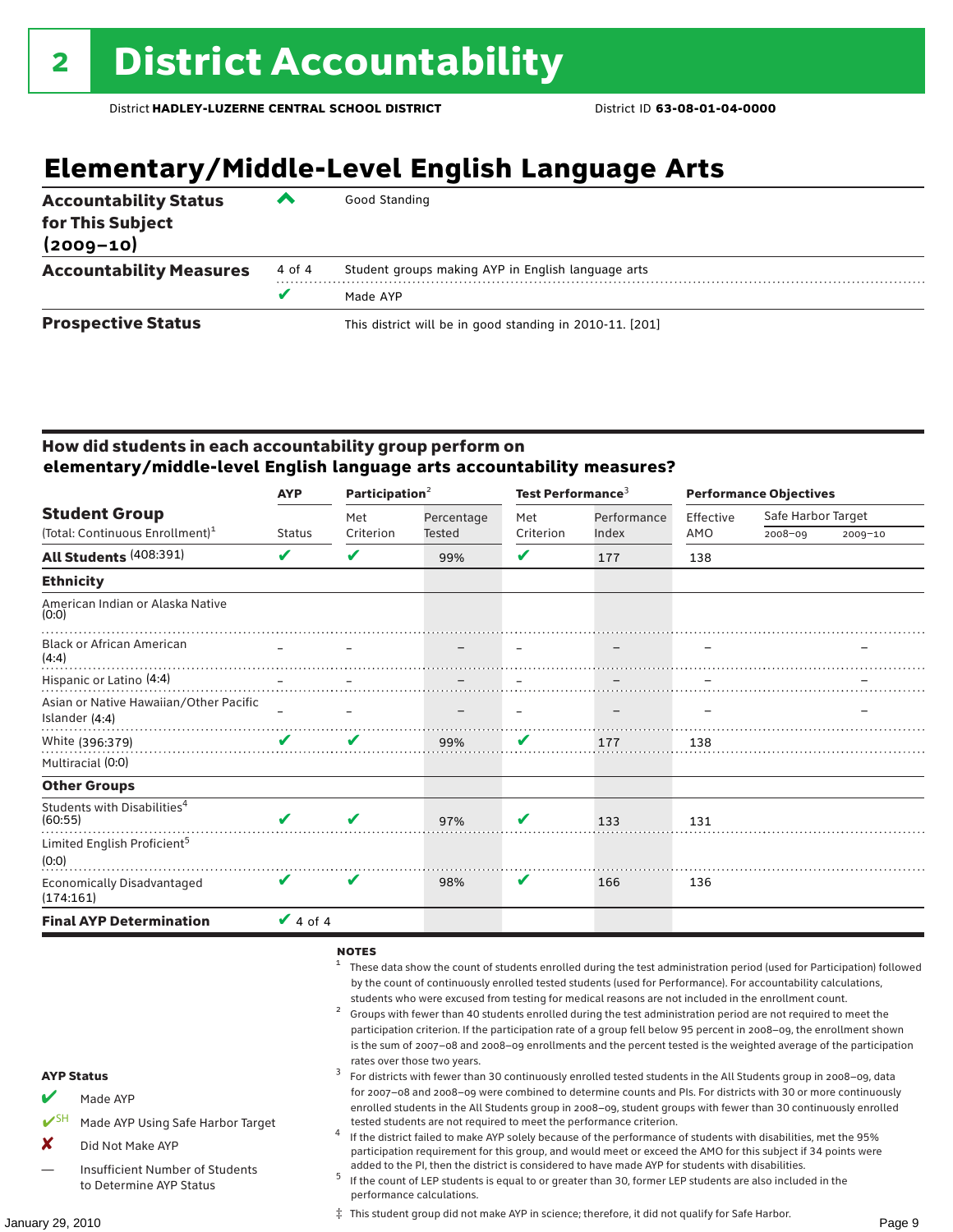# 2 District Accountability

District **HADLEY-LUZERNE CENTRAL SCHOOL DISTRICT** District ID **63-08-01-04-0000**

## Elementary/Middle-Level English Language Arts

| | | |
|---|---|---|
| **Accountability Status for This Subject (2009–10)** | ^ | Good Standing |
| **Accountability Measures** | 4 of 4 | Student groups making AYP in English language arts |
| | ✔ | Made AYP |
| **Prospective Status** | | This district will be in good standing in 2010-11. [201] |

### How did students in each accountability group perform on elementary/middle-level English language arts accountability measures?

| Student Group (Total: Continuous Enrollment)[1] | AYP Status | Participation[2] Met Criterion | Participation[2] Percentage Tested | Test Performance[3] Met Criterion | Test Performance[3] Performance Index | Performance Objectives Effective AMO | Safe Harbor Target 2008–09 | Safe Harbor Target 2009–10 |
|---|---|---|---|---|---|---|---|---|
| **All Students** (408:391) | ✔ | ✔ | 99% | ✔ | 177 | 138 | | |
| **Ethnicity** | | | | | | | | |
| American Indian or Alaska Native (0:0) | | | | | | | | |
| Black or African American (4:4) | – | – | – | – | – | – | | – |
| Hispanic or Latino (4:4) | – | – | – | – | – | – | | – |
| Asian or Native Hawaiian/Other Pacific Islander (4:4) | – | – | – | – | – | – | | – |
| White (396:379) | ✔ | ✔ | 99% | ✔ | 177 | 138 | | |
| Multiracial (0:0) | | | | | | | | |
| **Other Groups** | | | | | | | | |
| Students with Disabilities[4] (60:55) | ✔ | ✔ | 97% | ✔ | 133 | 131 | | |
| Limited English Proficient[5] (0:0) | | | | | | | | |
| Economically Disadvantaged (174:161) | ✔ | ✔ | 98% | ✔ | 166 | 136 | | |
| **Final AYP Determination** | ✔ 4 of 4 | | | | | | | |

**AYP Status**

- ✔ Made AYP
- ✔SH Made AYP Using Safe Harbor Target
- ✘ Did Not Make AYP
- — Insufficient Number of Students to Determine AYP Status

**NOTES**

1. These data show the count of students enrolled during the test administration period (used for Participation) followed by the count of continuously enrolled tested students (used for Performance). For accountability calculations, students who were excused from testing for medical reasons are not included in the enrollment count.
2. Groups with fewer than 40 students enrolled during the test administration period are not required to meet the participation criterion. If the participation rate of a group fell below 95 percent in 2008–09, the enrollment shown is the sum of 2007–08 and 2008–09 enrollments and the percent tested is the weighted average of the participation rates over those two years.
3. For districts with fewer than 30 continuously enrolled tested students in the All Students group in 2008–09, data for 2007–08 and 2008–09 were combined to determine counts and PIs. For districts with 30 or more continuously enrolled students in the All Students group in 2008–09, student groups with fewer than 30 continuously enrolled tested students are not required to meet the performance criterion.
4. If the district failed to make AYP solely because of the performance of students with disabilities, met the 95% participation requirement for this group, and would meet or exceed the AMO for this subject if 34 points were added to the PI, then the district is considered to have made AYP for students with disabilities.
5. If the count of LEP students is equal to or greater than 30, former LEP students are also included in the performance calculations.

‡ This student group did not make AYP in science; therefore, it did not qualify for Safe Harbor.

January 29, 2010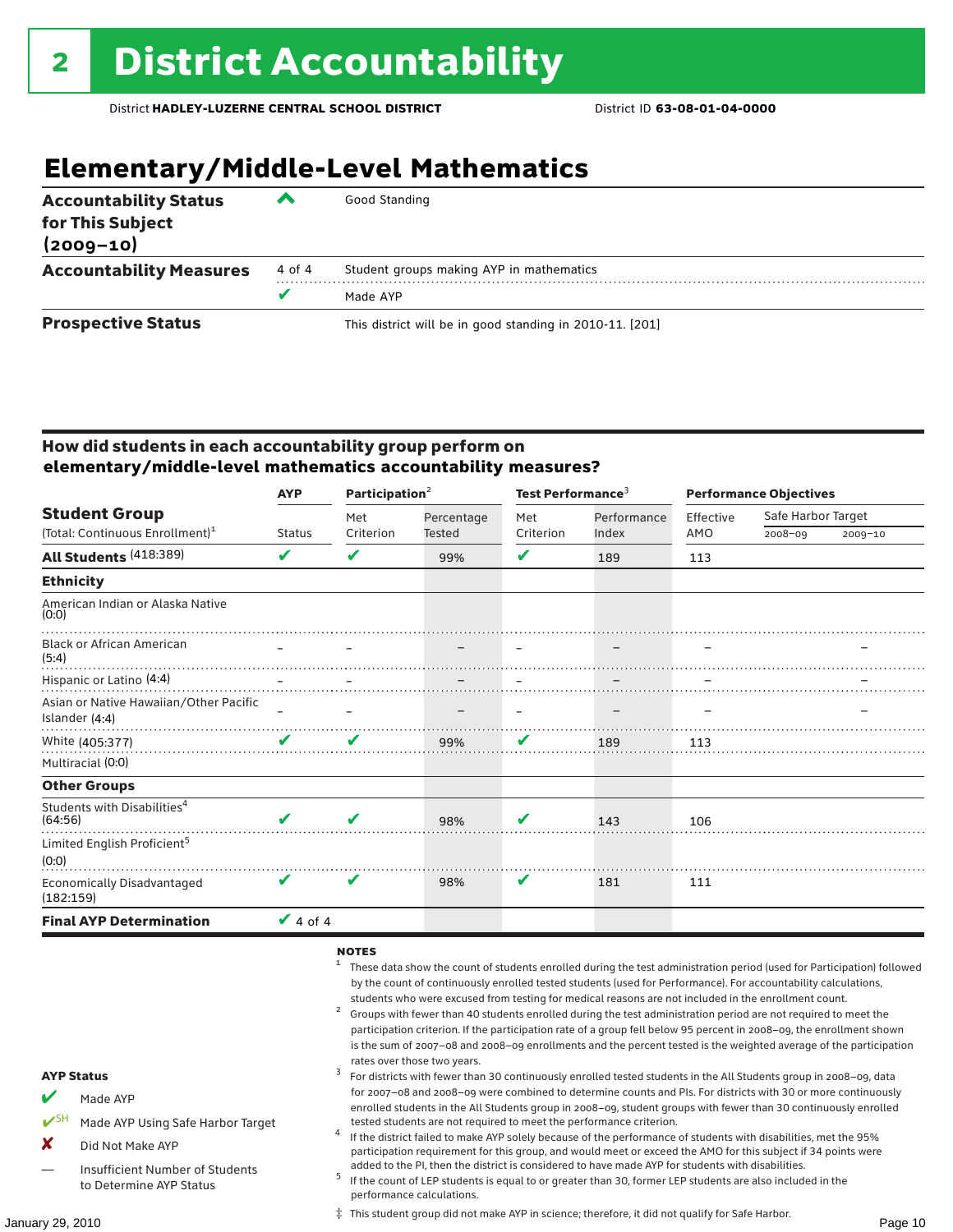# 2 District Accountability

District **HADLEY-LUZERNE CENTRAL SCHOOL DISTRICT** District ID **63-08-01-04-0000**

## Elementary/Middle-Level Mathematics

| | | |
|---|---|---|
| **Accountability Status for This Subject (2009–10)** | ^ | Good Standing |
| **Accountability Measures** | 4 of 4 | Student groups making AYP in mathematics |
| | ✔ | Made AYP |
| **Prospective Status** | | This district will be in good standing in 2010-11. [201] |

### How did students in each accountability group perform on elementary/middle-level mathematics accountability measures?

| Student Group (Total: Continuous Enrollment)[1] | AYP | Participation[2] | | Test Performance[3] | | Performance Objectives | | |
|---|---|---|---|---|---|---|---|---|
| | Status | Met Criterion | Percentage Tested | Met Criterion | Performance Index | Effective AMO | Safe Harbor Target 2008–09 | Safe Harbor Target 2009–10 |
| **All Students** (418:389) | ✔ | ✔ | 99% | ✔ | 189 | 113 | | |
| **Ethnicity** | | | | | | | | |
| American Indian or Alaska Native (0:0) | | | | | | | | |
| Black or African American (5:4) | – | – | – | – | – | – | | – |
| Hispanic or Latino (4:4) | – | – | – | – | – | – | | – |
| Asian or Native Hawaiian/Other Pacific Islander (4:4) | – | – | – | – | – | – | | – |
| White (405:377) | ✔ | ✔ | 99% | ✔ | 189 | 113 | | |
| Multiracial (0:0) | | | | | | | | |
| **Other Groups** | | | | | | | | |
| Students with Disabilities[4] (64:56) | ✔ | ✔ | 98% | ✔ | 143 | 106 | | |
| Limited English Proficient[5] (0:0) | | | | | | | | |
| Economically Disadvantaged (182:159) | ✔ | ✔ | 98% | ✔ | 181 | 111 | | |
| **Final AYP Determination** | ✔ 4 of 4 | | | | | | | |

**AYP Status**

- ✔ Made AYP
- ✔SH Made AYP Using Safe Harbor Target
- ✘ Did Not Make AYP
- — Insufficient Number of Students to Determine AYP Status

**NOTES**

1 These data show the count of students enrolled during the test administration period (used for Participation) followed by the count of continuously enrolled tested students (used for Performance). For accountability calculations, students who were excused from testing for medical reasons are not included in the enrollment count.

2 Groups with fewer than 40 students enrolled during the test administration period are not required to meet the participation criterion. If the participation rate of a group fell below 95 percent in 2008–09, the enrollment shown is the sum of 2007–08 and 2008–09 enrollments and the percent tested is the weighted average of the participation rates over those two years.

3 For districts with fewer than 30 continuously enrolled tested students in the All Students group in 2008–09, data for 2007–08 and 2008–09 were combined to determine counts and PIs. For districts with 30 or more continuously enrolled students in the All Students group in 2008–09, student groups with fewer than 30 continuously enrolled tested students are not required to meet the performance criterion.

4 If the district failed to make AYP solely because of the performance of students with disabilities, met the 95% participation requirement for this group, and would meet or exceed the AMO for this subject if 34 points were added to the PI, then the district is considered to have made AYP for students with disabilities.

5 If the count of LEP students is equal to or greater than 30, former LEP students are also included in the performance calculations.

‡ This student group did not make AYP in science; therefore, it did not qualify for Safe Harbor.

January 29, 2010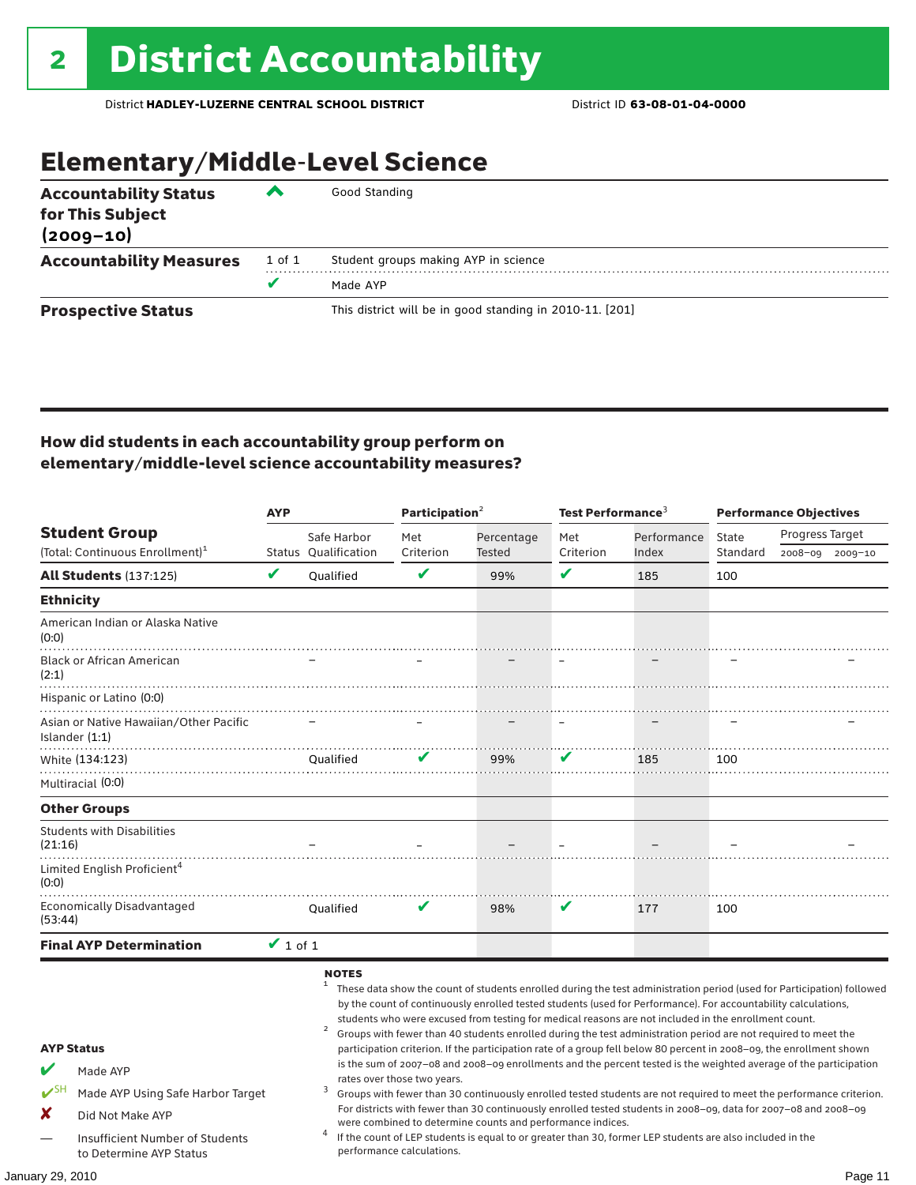# 2 District Accountability

District **HADLEY-LUZERNE CENTRAL SCHOOL DISTRICT** District ID **63-08-01-04-0000**

## Elementary/Middle-Level Science

| | | |
|---|---|---|
| **Accountability Status for This Subject (2009–10)** | ⌃ | Good Standing |
| **Accountability Measures** | 1 of 1 | Student groups making AYP in science |
| | ✔ | Made AYP |
| **Prospective Status** | | This district will be in good standing in 2010-11. [201] |

### How did students in each accountability group perform on elementary/middle-level science accountability measures?

| Student Group (Total: Continuous Enrollment)[1] | AYP Status | AYP Safe Harbor Qualification | Participation[2] Met Criterion | Participation[2] Percentage Tested | Test Performance[3] Met Criterion | Test Performance[3] Performance Index | Performance Objectives State Standard | Progress Target 2008–09 | Progress Target 2009–10 |
|---|---|---|---|---|---|---|---|---|---|
| **All Students** (137:125) | ✔ | Qualified | ✔ | 99% | ✔ | 185 | 100 | | |
| **Ethnicity** | | | | | | | | | |
| American Indian or Alaska Native (0:0) | | | | | | | | | |
| Black or African American (2:1) | | – | – | – | – | – | – | | – |
| Hispanic or Latino (0:0) | | | | | | | | | |
| Asian or Native Hawaiian/Other Pacific Islander (1:1) | | – | – | – | – | – | – | | – |
| White (134:123) | | Qualified | ✔ | 99% | ✔ | 185 | 100 | | |
| Multiracial (0:0) | | | | | | | | | |
| **Other Groups** | | | | | | | | | |
| Students with Disabilities (21:16) | | – | – | – | – | – | – | | – |
| Limited English Proficient[4] (0:0) | | | | | | | | | |
| Economically Disadvantaged (53:44) | | Qualified | ✔ | 98% | ✔ | 177 | 100 | | |
| **Final AYP Determination** | ✔ 1 of 1 | | | | | | | | |

**AYP Status**

- ✔ Made AYP
- ✔SH Made AYP Using Safe Harbor Target
- ✘ Did Not Make AYP
- — Insufficient Number of Students to Determine AYP Status

**NOTES**

1. These data show the count of students enrolled during the test administration period (used for Participation) followed by the count of continuously enrolled tested students (used for Performance). For accountability calculations, students who were excused from testing for medical reasons are not included in the enrollment count.
2. Groups with fewer than 40 students enrolled during the test administration period are not required to meet the participation criterion. If the participation rate of a group fell below 80 percent in 2008–09, the enrollment shown is the sum of 2007–08 and 2008–09 enrollments and the percent tested is the weighted average of the participation rates over those two years.
3. Groups with fewer than 30 continuously enrolled tested students are not required to meet the performance criterion. For districts with fewer than 30 continuously enrolled tested students in 2008–09, data for 2007–08 and 2008–09 were combined to determine counts and performance indices.
4. If the count of LEP students is equal to or greater than 30, former LEP students are also included in the performance calculations.

January 29, 2010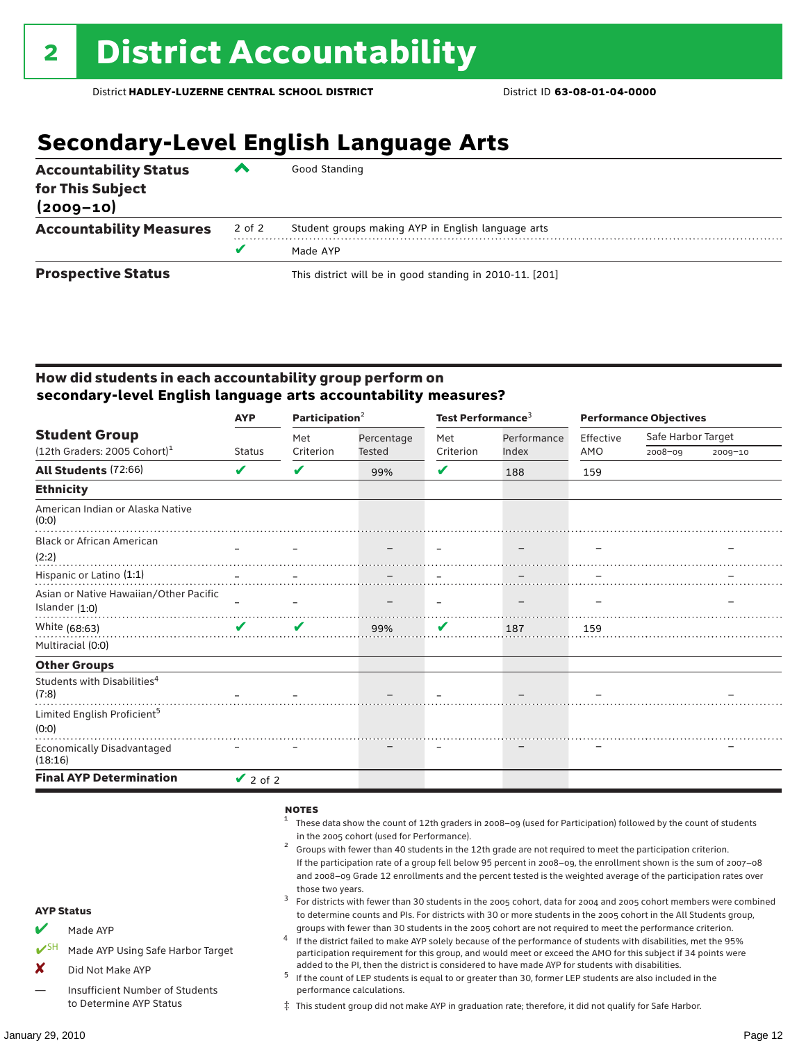# 2 District Accountability

District **HADLEY-LUZERNE CENTRAL SCHOOL DISTRICT** District ID **63-08-01-04-0000**

## Secondary-Level English Language Arts

| | | |
|---|---|---|
| **Accountability Status for This Subject (2009–10)** | ^ | Good Standing |
| **Accountability Measures** | 2 of 2 | Student groups making AYP in English language arts |
| | ✔ | Made AYP |
| **Prospective Status** | | This district will be in good standing in 2010-11. [201] |

### How did students in each accountability group perform on secondary-level English language arts accountability measures?

| Student Group (12th Graders: 2005 Cohort)[1] | AYP Status | Participation[2] Met Criterion | Participation[2] Percentage Tested | Test Performance[3] Met Criterion | Test Performance[3] Performance Index | Performance Objectives Effective AMO | Safe Harbor Target 2008–09 | Safe Harbor Target 2009–10 |
|---|---|---|---|---|---|---|---|---|
| **All Students** (72:66) | ✔ | ✔ | 99% | ✔ | 188 | 159 | | |
| **Ethnicity** | | | | | | | | |
| American Indian or Alaska Native (0:0) | | | | | | | | |
| Black or African American (2:2) | – | – | – | – | – | – | | – |
| Hispanic or Latino (1:1) | – | – | – | – | – | – | | – |
| Asian or Native Hawaiian/Other Pacific Islander (1:0) | – | – | – | – | – | – | | – |
| White (68:63) | ✔ | ✔ | 99% | ✔ | 187 | 159 | | |
| Multiracial (0:0) | | | | | | | | |
| **Other Groups** | | | | | | | | |
| Students with Disabilities[4] (7:8) | – | – | – | – | – | – | | – |
| Limited English Proficient[5] (0:0) | | | | | | | | |
| Economically Disadvantaged (18:16) | – | – | – | – | – | – | | – |
| **Final AYP Determination** | ✔ 2 of 2 | | | | | | | |

**AYP Status**

- ✔ Made AYP
- ✔SH Made AYP Using Safe Harbor Target
- ✘ Did Not Make AYP
- — Insufficient Number of Students to Determine AYP Status

**NOTES**

1. These data show the count of 12th graders in 2008–09 (used for Participation) followed by the count of students in the 2005 cohort (used for Performance).
2. Groups with fewer than 40 students in the 12th grade are not required to meet the participation criterion. If the participation rate of a group fell below 95 percent in 2008–09, the enrollment shown is the sum of 2007–08 and 2008–09 Grade 12 enrollments and the percent tested is the weighted average of the participation rates over those two years.
3. For districts with fewer than 30 students in the 2005 cohort, data for 2004 and 2005 cohort members were combined to determine counts and PIs. For districts with 30 or more students in the 2005 cohort in the All Students group, groups with fewer than 30 students in the 2005 cohort are not required to meet the performance criterion.
4. If the district failed to make AYP solely because of the performance of students with disabilities, met the 95% participation requirement for this group, and would meet or exceed the AMO for this subject if 34 points were added to the PI, then the district is considered to have made AYP for students with disabilities.
5. If the count of LEP students is equal to or greater than 30, former LEP students are also included in the performance calculations.

‡ This student group did not make AYP in graduation rate; therefore, it did not qualify for Safe Harbor.

January 29, 2010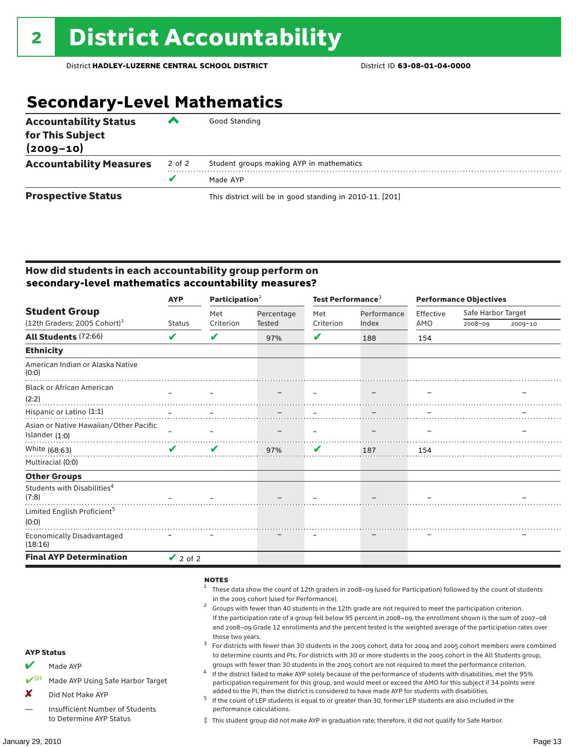# 2 District Accountability

District **HADLEY-LUZERNE CENTRAL SCHOOL DISTRICT** District ID **63-08-01-04-0000**

## Secondary-Level Mathematics

| | | |
|---|---|---|
| **Accountability Status for This Subject (2009–10)** | ^ | Good Standing |
| **Accountability Measures** | 2 of 2 | Student groups making AYP in mathematics |
| | ✔ | Made AYP |
| **Prospective Status** | | This district will be in good standing in 2010-11. [201] |

### How did students in each accountability group perform on secondary-level mathematics accountability measures?

| Student Group (12th Graders: 2005 Cohort)[1] | AYP Status | Participation[2] Met Criterion | Participation[2] Percentage Tested | Test Performance[3] Met Criterion | Test Performance[3] Performance Index | Performance Objectives Effective AMO | Safe Harbor Target 2008–09 | Safe Harbor Target 2009–10 |
|---|---|---|---|---|---|---|---|---|
| **All Students** (72:66) | ✔ | ✔ | 97% | ✔ | 188 | 154 | | |
| **Ethnicity** | | | | | | | | |
| American Indian or Alaska Native (0:0) | | | | | | | | |
| Black or African American (2:2) | – | – | – | – | – | – | | – |
| Hispanic or Latino (1:1) | – | – | – | – | – | – | | – |
| Asian or Native Hawaiian/Other Pacific Islander (1:0) | – | – | – | – | – | – | | – |
| White (68:63) | ✔ | ✔ | 97% | ✔ | 187 | 154 | | |
| Multiracial (0:0) | | | | | | | | |
| **Other Groups** | | | | | | | | |
| Students with Disabilities[4] (7:8) | – | – | – | – | – | – | | – |
| Limited English Proficient[5] (0:0) | | | | | | | | |
| Economically Disadvantaged (18:16) | – | – | – | – | – | – | | – |
| **Final AYP Determination** | ✔ 2 of 2 | | | | | | | |

**AYP Status**

- ✔ Made AYP
- ✔SH Made AYP Using Safe Harbor Target
- ✘ Did Not Make AYP
- — Insufficient Number of Students to Determine AYP Status

**NOTES**

1. These data show the count of 12th graders in 2008–09 (used for Participation) followed by the count of students in the 2005 cohort (used for Performance).
2. Groups with fewer than 40 students in the 12th grade are not required to meet the participation criterion. If the participation rate of a group fell below 95 percent in 2008–09, the enrollment shown is the sum of 2007–08 and 2008–09 Grade 12 enrollments and the percent tested is the weighted average of the participation rates over those two years.
3. For districts with fewer than 30 students in the 2005 cohort, data for 2004 and 2005 cohort members were combined to determine counts and PIs. For districts with 30 or more students in the 2005 cohort in the All Students group, groups with fewer than 30 students in the 2005 cohort are not required to meet the performance criterion.
4. If the district failed to make AYP solely because of the performance of students with disabilities, met the 95% participation requirement for this group, and would meet or exceed the AMO for this subject if 34 points were added to the PI, then the district is considered to have made AYP for students with disabilities.
5. If the count of LEP students is equal to or greater than 30, former LEP students are also included in the performance calculations.

‡ This student group did not make AYP in graduation rate; therefore, it did not qualify for Safe Harbor.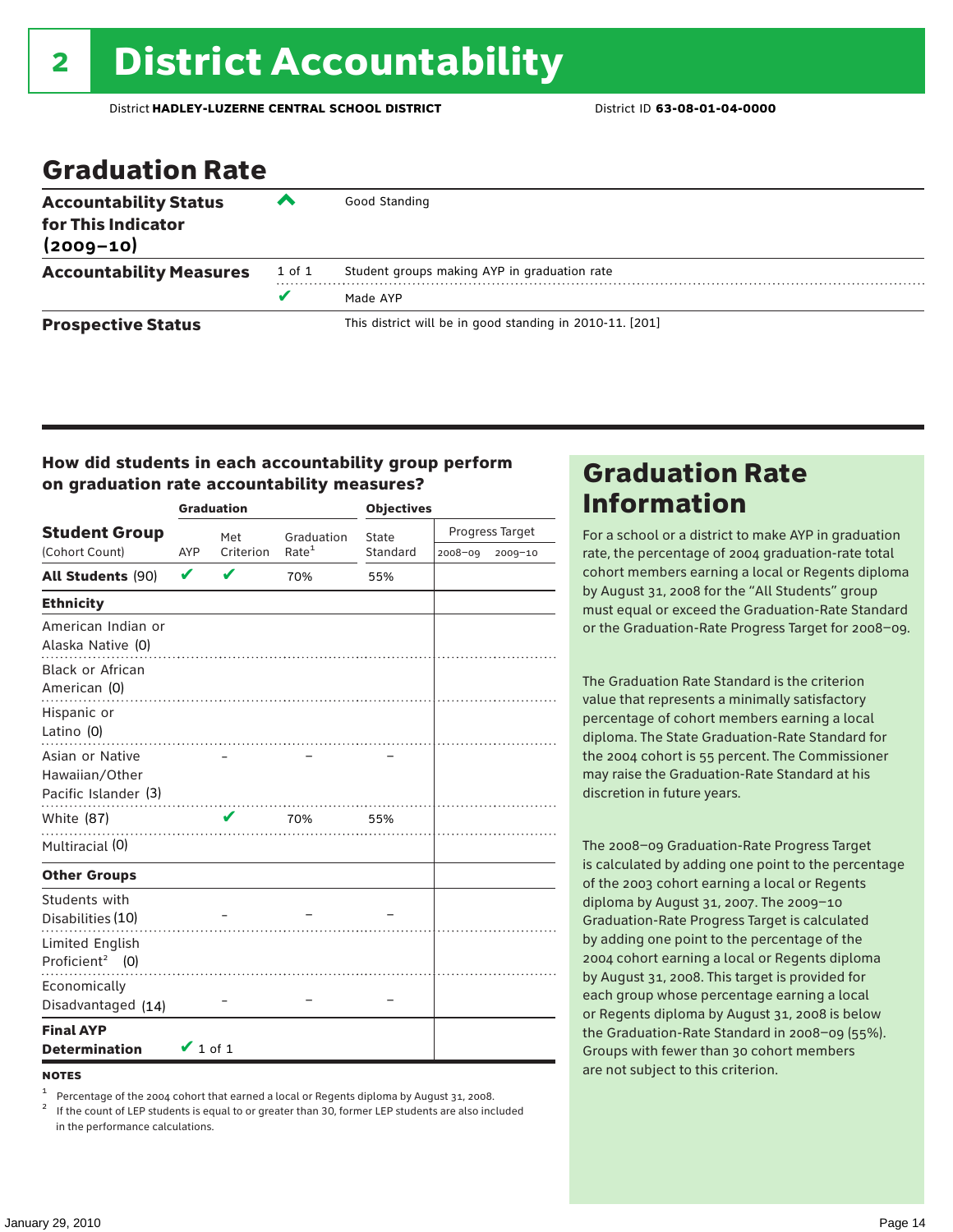# 2 District Accountability

District **HADLEY-LUZERNE CENTRAL SCHOOL DISTRICT** District ID **63-08-01-04-0000**

## Graduation Rate

| | | |
|---|---|---|
| **Accountability Status for This Indicator (2009–10)** | ^ | Good Standing |
| **Accountability Measures** | 1 of 1 | Student groups making AYP in graduation rate |
| | ✔ | Made AYP |
| **Prospective Status** | | This district will be in good standing in 2010-11. [201] |

### How did students in each accountability group perform on graduation rate accountability measures?

| Student Group (Cohort Count) | Graduation AYP | Met Criterion | Graduation Rate[1] | Objectives State Standard | Progress Target 2008–09 | Progress Target 2009–10 |
|---|---|---|---|---|---|---|
| **All Students** (90) | ✔ | ✔ | 70% | 55% | | |
| **Ethnicity** | | | | | | |
| American Indian or Alaska Native (0) | | | | | | |
| Black or African American (0) | | | | | | |
| Hispanic or Latino (0) | | | | | | |
| Asian or Native Hawaiian/Other Pacific Islander (3) | | – | – | – | | |
| White (87) | | ✔ | 70% | 55% | | |
| Multiracial (0) | | | | | | |
| **Other Groups** | | | | | | |
| Students with Disabilities (10) | | – | – | – | | |
| Limited English Proficient[2] (0) | | | | | | |
| Economically Disadvantaged (14) | | – | – | – | | |
| **Final AYP Determination** | ✔ 1 of 1 | | | | | |

**NOTES**

[1] Percentage of the 2004 cohort that earned a local or Regents diploma by August 31, 2008.

[2] If the count of LEP students is equal to or greater than 30, former LEP students are also included in the performance calculations.

## Graduation Rate Information

For a school or a district to make AYP in graduation rate, the percentage of 2004 graduation-rate total cohort members earning a local or Regents diploma by August 31, 2008 for the "All Students" group must equal or exceed the Graduation-Rate Standard or the Graduation-Rate Progress Target for 2008–09.

The Graduation Rate Standard is the criterion value that represents a minimally satisfactory percentage of cohort members earning a local diploma. The State Graduation-Rate Standard for the 2004 cohort is 55 percent. The Commissioner may raise the Graduation-Rate Standard at his discretion in future years.

The 2008–09 Graduation-Rate Progress Target is calculated by adding one point to the percentage of the 2003 cohort earning a local or Regents diploma by August 31, 2007. The 2009–10 Graduation-Rate Progress Target is calculated by adding one point to the percentage of the 2004 cohort earning a local or Regents diploma by August 31, 2008. This target is provided for each group whose percentage earning a local or Regents diploma by August 31, 2008 is below the Graduation-Rate Standard in 2008–09 (55%). Groups with fewer than 30 cohort members are not subject to this criterion.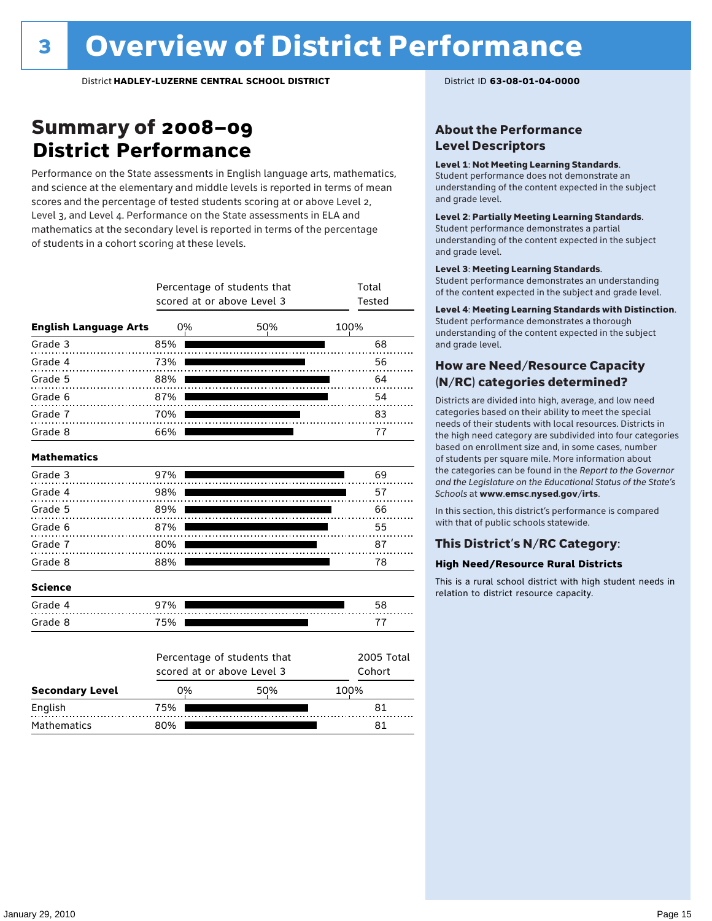# 3 Overview of District Performance

District **HADLEY-LUZERNE CENTRAL SCHOOL DISTRICT**

District ID **63-08-01-04-0000**

## Summary of 2008–09 District Performance

Performance on the State assessments in English language arts, mathematics, and science at the elementary and middle levels is reported in terms of mean scores and the percentage of tested students scoring at or above Level 2, Level 3, and Level 4. Performance on the State assessments in ELA and mathematics at the secondary level is reported in terms of the percentage of students in a cohort scoring at these levels.

| | Percentage of students that scored at or above Level 3 | Total Tested |
|---|---|---|
| **English Language Arts** | | |
| Grade 3 | 85% | 68 |
| Grade 4 | 73% | 56 |
| Grade 5 | 88% | 64 |
| Grade 6 | 87% | 54 |
| Grade 7 | 70% | 83 |
| Grade 8 | 66% | 77 |
| **Mathematics** | | |
| Grade 3 | 97% | 69 |
| Grade 4 | 98% | 57 |
| Grade 5 | 89% | 66 |
| Grade 6 | 87% | 55 |
| Grade 7 | 80% | 87 |
| Grade 8 | 88% | 78 |
| **Science** | | |
| Grade 4 | 97% | 58 |
| Grade 8 | 75% | 77 |

| Secondary Level | Percentage of students that scored at or above Level 3 | 2005 Total Cohort |
|---|---|---|
| English | 75% | 81 |
| Mathematics | 80% | 81 |

### About the Performance Level Descriptors

**Level 1: Not Meeting Learning Standards.** Student performance does not demonstrate an understanding of the content expected in the subject and grade level.

**Level 2: Partially Meeting Learning Standards.** Student performance demonstrates a partial understanding of the content expected in the subject and grade level.

**Level 3: Meeting Learning Standards.** Student performance demonstrates an understanding of the content expected in the subject and grade level.

**Level 4: Meeting Learning Standards with Distinction.** Student performance demonstrates a thorough understanding of the content expected in the subject and grade level.

### How are Need/Resource Capacity (N/RC) categories determined?

Districts are divided into high, average, and low need categories based on their ability to meet the special needs of their students with local resources. Districts in the high need category are subdivided into four categories based on enrollment size and, in some cases, number of students per square mile. More information about the categories can be found in the *Report to the Governor and the Legislature on the Educational Status of the State's Schools* at **www.emsc.nysed.gov/irts**.

In this section, this district's performance is compared with that of public schools statewide.

### This District's N/RC Category:

**High Need/Resource Rural Districts**

This is a rural school district with high student needs in relation to district resource capacity.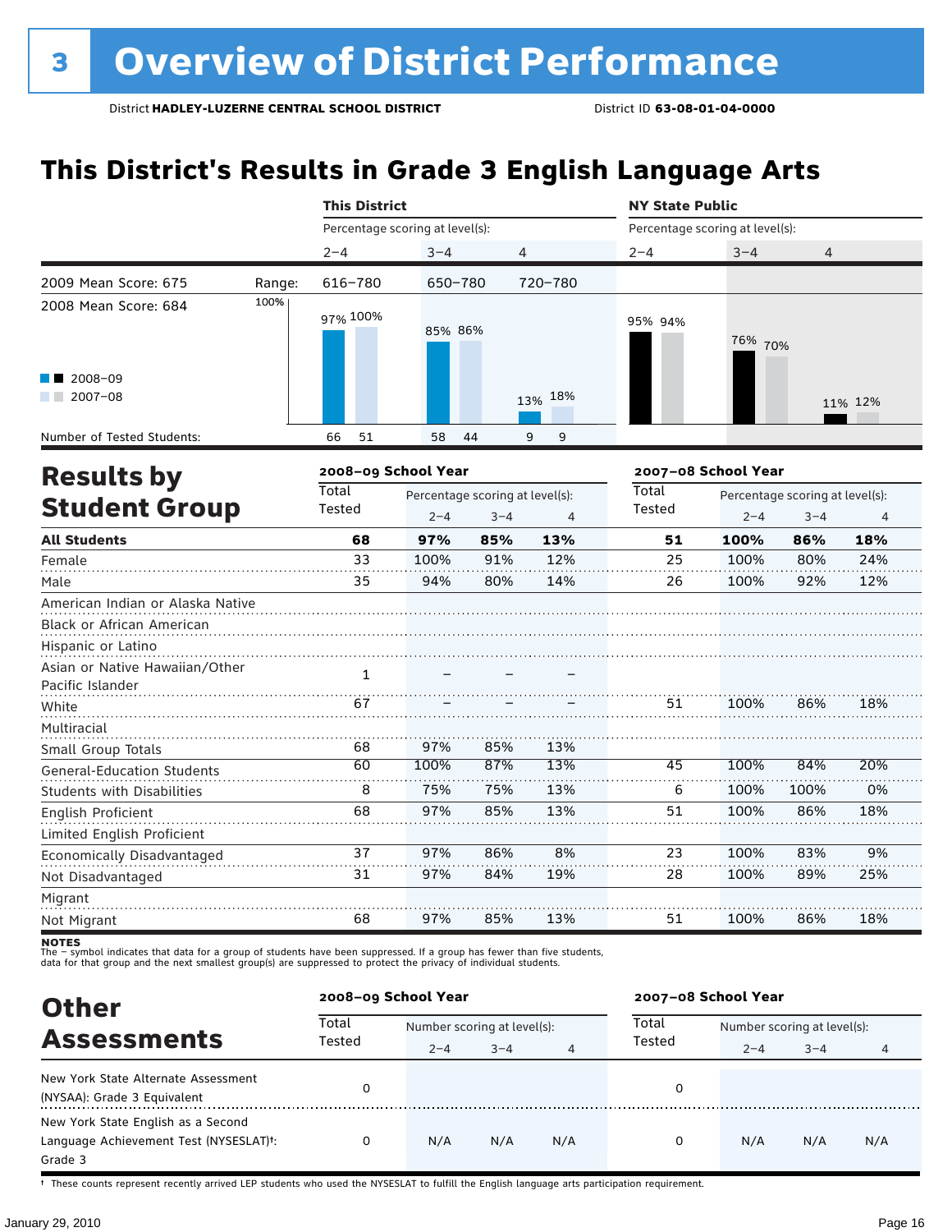# 3 Overview of District Performance

District **HADLEY-LUZERNE CENTRAL SCHOOL DISTRICT** District ID **63-08-01-04-0000**

## This District's Results in Grade 3 English Language Arts

| | | This District | | | NY State Public | | |
|---|---|---|---|---|---|---|---|
| | | Percentage scoring at level(s): | | | Percentage scoring at level(s): | | |
| | | 2–4 | 3–4 | 4 | 2–4 | 3–4 | 4 |
| 2009 Mean Score: 675 | Range: | 616–780 | 650–780 | 720–780 | | | |
| 2008 Mean Score: 684 | | | | | | | |
| 2008–09 | | 97% | 85% | 13% | 95% | 76% | 11% |
| 2007–08 | | 100% | 86% | 18% | 94% | 70% | 12% |
| Number of Tested Students: 2008–09 | | 66 | 58 | 9 | | | |
| Number of Tested Students: 2007–08 | | 51 | 44 | 9 | | | |

## Results by Student Group

| | 2008–09 School Year | | | | 2007–08 School Year | | | |
|---|---|---|---|---|---|---|---|---|
| | Total Tested | Percentage scoring at level(s): | | | Total Tested | Percentage scoring at level(s): | | |
| | | 2–4 | 3–4 | 4 | | 2–4 | 3–4 | 4 |
| **All Students** | **68** | **97%** | **85%** | **13%** | **51** | **100%** | **86%** | **18%** |
| Female | 33 | 100% | 91% | 12% | 25 | 100% | 80% | 24% |
| Male | 35 | 94% | 80% | 14% | 26 | 100% | 92% | 12% |
| American Indian or Alaska Native | | | | | | | | |
| Black or African American | | | | | | | | |
| Hispanic or Latino | | | | | | | | |
| Asian or Native Hawaiian/Other Pacific Islander | 1 | – | – | – | | | | |
| White | 67 | – | – | – | 51 | 100% | 86% | 18% |
| Multiracial | | | | | | | | |
| Small Group Totals | 68 | 97% | 85% | 13% | | | | |
| General-Education Students | 60 | 100% | 87% | 13% | 45 | 100% | 84% | 20% |
| Students with Disabilities | 8 | 75% | 75% | 13% | 6 | 100% | 100% | 0% |
| English Proficient | 68 | 97% | 85% | 13% | 51 | 100% | 86% | 18% |
| Limited English Proficient | | | | | | | | |
| Economically Disadvantaged | 37 | 97% | 86% | 8% | 23 | 100% | 83% | 9% |
| Not Disadvantaged | 31 | 97% | 84% | 19% | 28 | 100% | 89% | 25% |
| Migrant | | | | | | | | |
| Not Migrant | 68 | 97% | 85% | 13% | 51 | 100% | 86% | 18% |

**NOTES**
The – symbol indicates that data for a group of students have been suppressed. If a group has fewer than five students, data for that group and the next smallest group(s) are suppressed to protect the privacy of individual students.

## Other Assessments

| | 2008–09 School Year | | | | 2007–08 School Year | | | |
|---|---|---|---|---|---|---|---|---|
| | Total Tested | Number scoring at level(s): | | | Total Tested | Number scoring at level(s): | | |
| | | 2–4 | 3–4 | 4 | | 2–4 | 3–4 | 4 |
| New York State Alternate Assessment (NYSAA): Grade 3 Equivalent | 0 | | | | 0 | | | |
| New York State English as a Second Language Achievement Test (NYSESLAT)†: Grade 3 | 0 | N/A | N/A | N/A | 0 | N/A | N/A | N/A |

† These counts represent recently arrived LEP students who used the NYSESLAT to fulfill the English language arts participation requirement.

January 29, 2010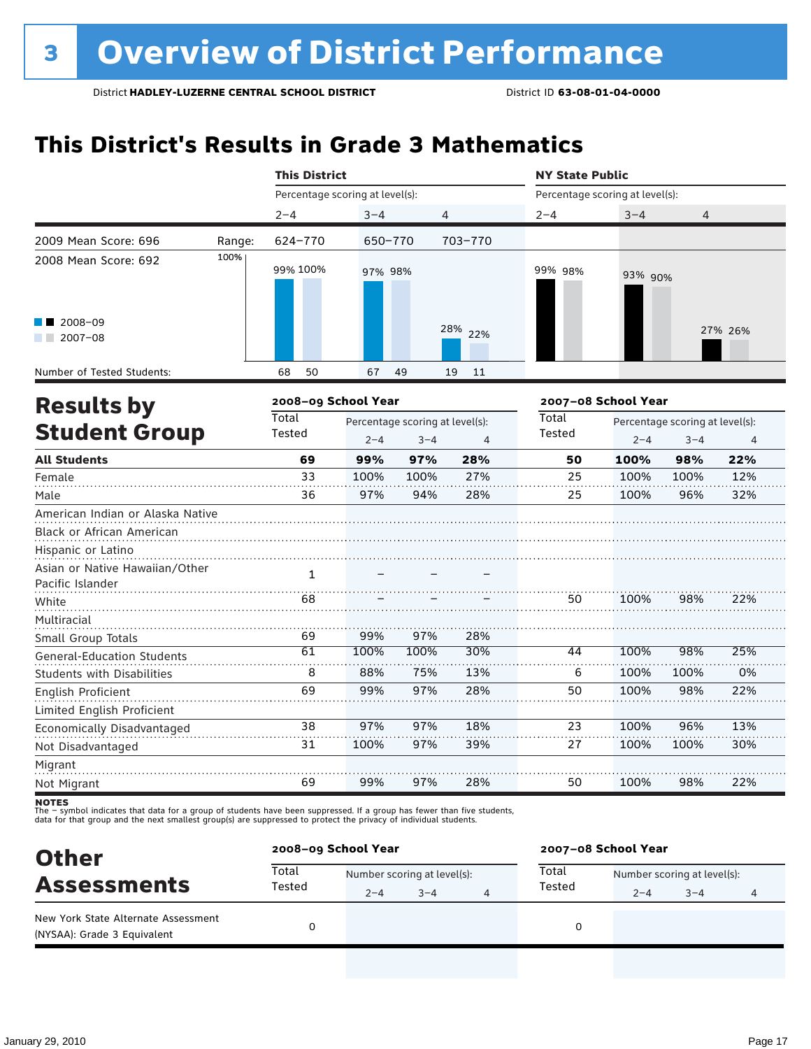# 3 Overview of District Performance

District **HADLEY-LUZERNE CENTRAL SCHOOL DISTRICT** District ID **63-08-01-04-0000**

## This District's Results in Grade 3 Mathematics

| | | This District | | | NY State Public | | |
|---|---|---|---|---|---|---|---|
| | | Percentage scoring at level(s): | | | Percentage scoring at level(s): | | |
| | | 2–4 | 3–4 | 4 | 2–4 | 3–4 | 4 |
| 2009 Mean Score: 696 | Range: | 624–770 | 650–770 | 703–770 | | | |
| 2008 Mean Score: 692 | 2008–09 | 99% | 97% | 28% | 99% | 93% | 27% |
| | 2007–08 | 100% | 98% | 22% | 98% | 90% | 26% |
| Number of Tested Students: | 2008–09 | 68 | 67 | 19 | | | |
| | 2007–08 | 50 | 49 | 11 | | | |

## Results by Student Group

| | 2008–09 School Year | | | | 2007–08 School Year | | | |
|---|---|---|---|---|---|---|---|---|
| | Total Tested | Percentage scoring at level(s): 2–4 | 3–4 | 4 | Total Tested | Percentage scoring at level(s): 2–4 | 3–4 | 4 |
| **All Students** | **69** | **99%** | **97%** | **28%** | **50** | **100%** | **98%** | **22%** |
| Female | 33 | 100% | 100% | 27% | 25 | 100% | 100% | 12% |
| Male | 36 | 97% | 94% | 28% | 25 | 100% | 96% | 32% |
| American Indian or Alaska Native | | | | | | | | |
| Black or African American | | | | | | | | |
| Hispanic or Latino | | | | | | | | |
| Asian or Native Hawaiian/Other Pacific Islander | 1 | – | – | – | | | | |
| White | 68 | – | – | – | 50 | 100% | 98% | 22% |
| Multiracial | | | | | | | | |
| Small Group Totals | 69 | 99% | 97% | 28% | | | | |
| General-Education Students | 61 | 100% | 100% | 30% | 44 | 100% | 98% | 25% |
| Students with Disabilities | 8 | 88% | 75% | 13% | 6 | 100% | 100% | 0% |
| English Proficient | 69 | 99% | 97% | 28% | 50 | 100% | 98% | 22% |
| Limited English Proficient | | | | | | | | |
| Economically Disadvantaged | 38 | 97% | 97% | 18% | 23 | 100% | 96% | 13% |
| Not Disadvantaged | 31 | 100% | 97% | 39% | 27 | 100% | 100% | 30% |
| Migrant | | | | | | | | |
| Not Migrant | 69 | 99% | 97% | 28% | 50 | 100% | 98% | 22% |

**NOTES**
The – symbol indicates that data for a group of students have been suppressed. If a group has fewer than five students, data for that group and the next smallest group(s) are suppressed to protect the privacy of individual students.

## Other Assessments

| | 2008–09 School Year | | | | 2007–08 School Year | | | |
|---|---|---|---|---|---|---|---|---|
| | Total Tested | Number scoring at level(s): 2–4 | 3–4 | 4 | Total Tested | Number scoring at level(s): 2–4 | 3–4 | 4 |
| New York State Alternate Assessment (NYSAA): Grade 3 Equivalent | 0 | | | | 0 | | | |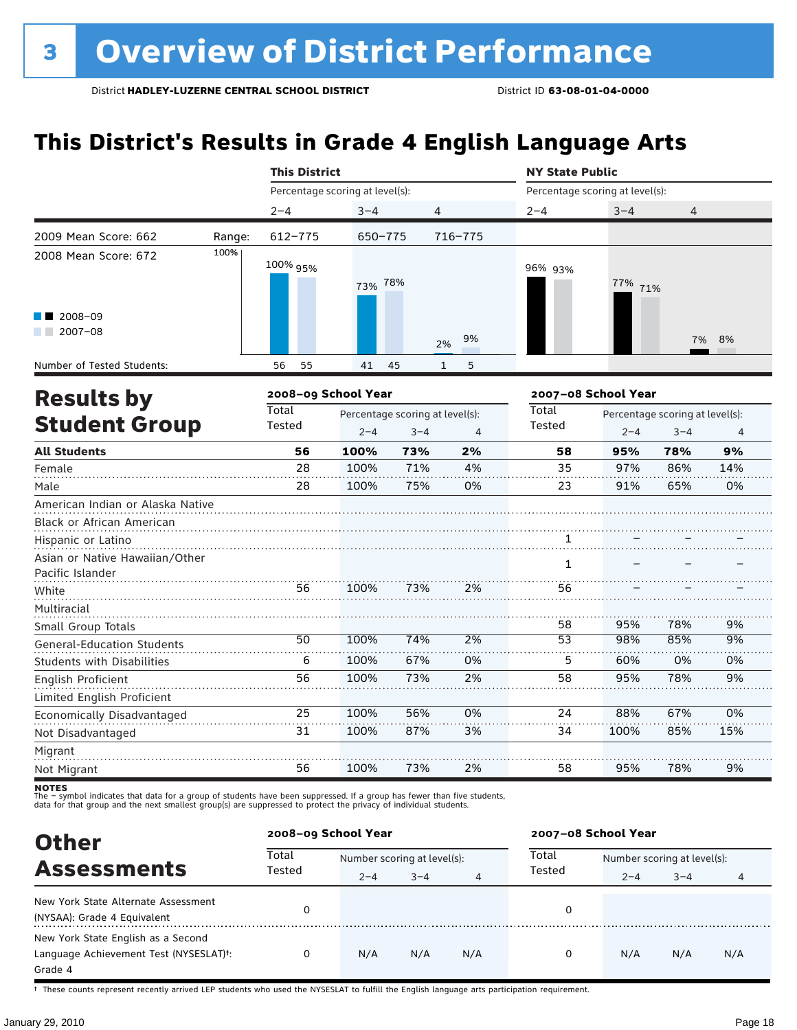# 3 Overview of District Performance

District **HADLEY-LUZERNE CENTRAL SCHOOL DISTRICT** District ID **63-08-01-04-0000**

## This District's Results in Grade 4 English Language Arts

| | | This District | | | NY State Public | | |
|---|---|---|---|---|---|---|---|
| | | Percentage scoring at level(s): | | | Percentage scoring at level(s): | | |
| | | 2–4 | 3–4 | 4 | 2–4 | 3–4 | 4 |
| 2009 Mean Score: 662 | Range: | 612–775 | 650–775 | 716–775 | | | |
| 2008 Mean Score: 672 | 2008–09 | 100% | 73% | 2% | 96% | 77% | 7% |
| | 2007–08 | 95% | 78% | 9% | 93% | 71% | 8% |
| Number of Tested Students: | 2008–09 | 56 | 41 | 1 | | | |
| | 2007–08 | 55 | 45 | 5 | | | |

## Results by Student Group

| | 2008–09 School Year | | | | 2007–08 School Year | | | |
|---|---|---|---|---|---|---|---|---|
| | Total Tested | Percentage scoring at level(s): | | | Total Tested | Percentage scoring at level(s): | | |
| | | 2–4 | 3–4 | 4 | | 2–4 | 3–4 | 4 |
| **All Students** | **56** | **100%** | **73%** | **2%** | **58** | **95%** | **78%** | **9%** |
| Female | 28 | 100% | 71% | 4% | 35 | 97% | 86% | 14% |
| Male | 28 | 100% | 75% | 0% | 23 | 91% | 65% | 0% |
| American Indian or Alaska Native | | | | | | | | |
| Black or African American | | | | | | | | |
| Hispanic or Latino | | | | | 1 | – | – | – |
| Asian or Native Hawaiian/Other Pacific Islander | | | | | 1 | – | – | – |
| White | 56 | 100% | 73% | 2% | 56 | – | – | – |
| Multiracial | | | | | | | | |
| Small Group Totals | | | | | 58 | 95% | 78% | 9% |
| General-Education Students | 50 | 100% | 74% | 2% | 53 | 98% | 85% | 9% |
| Students with Disabilities | 6 | 100% | 67% | 0% | 5 | 60% | 0% | 0% |
| English Proficient | 56 | 100% | 73% | 2% | 58 | 95% | 78% | 9% |
| Limited English Proficient | | | | | | | | |
| Economically Disadvantaged | 25 | 100% | 56% | 0% | 24 | 88% | 67% | 0% |
| Not Disadvantaged | 31 | 100% | 87% | 3% | 34 | 100% | 85% | 15% |
| Migrant | | | | | | | | |
| Not Migrant | 56 | 100% | 73% | 2% | 58 | 95% | 78% | 9% |

**NOTES**
The – symbol indicates that data for a group of students have been suppressed. If a group has fewer than five students, data for that group and the next smallest group(s) are suppressed to protect the privacy of individual students.

## Other Assessments

| | 2008–09 School Year | | | | 2007–08 School Year | | | |
|---|---|---|---|---|---|---|---|---|
| | Total Tested | Number scoring at level(s): | | | Total Tested | Number scoring at level(s): | | |
| | | 2–4 | 3–4 | 4 | | 2–4 | 3–4 | 4 |
| New York State Alternate Assessment (NYSAA): Grade 4 Equivalent | 0 | | | | 0 | | | |
| New York State English as a Second Language Achievement Test (NYSESLAT)†: Grade 4 | 0 | N/A | N/A | N/A | 0 | N/A | N/A | N/A |

† These counts represent recently arrived LEP students who used the NYSESLAT to fulfill the English language arts participation requirement.

January 29, 2010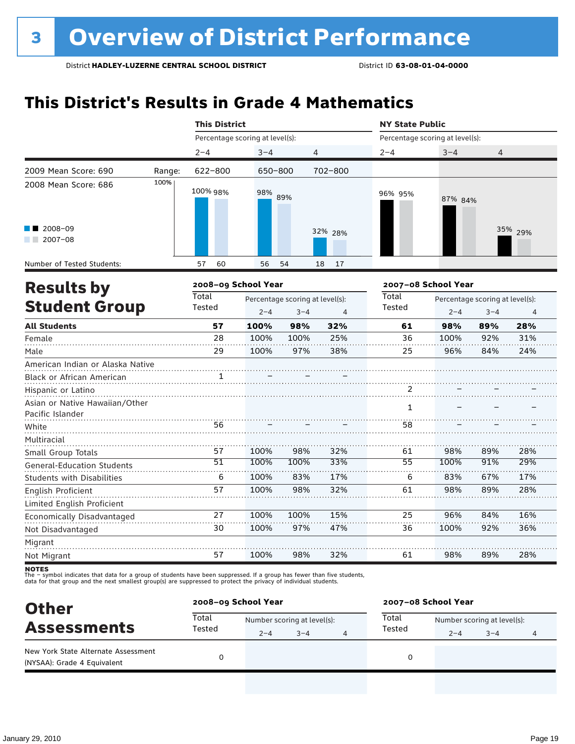# 3 Overview of District Performance

District **HADLEY-LUZERNE CENTRAL SCHOOL DISTRICT** District ID **63-08-01-04-0000**

## This District's Results in Grade 4 Mathematics

| | | This District | | | NY State Public | | |
|---|---|---|---|---|---|---|---|
| | | Percentage scoring at level(s): | | | Percentage scoring at level(s): | | |
| | | 2–4 | 3–4 | 4 | 2–4 | 3–4 | 4 |
| 2009 Mean Score: 690 | Range: | 622–800 | 650–800 | 702–800 | | | |
| 2008 Mean Score: 686 | | | | | | | |
| 2008–09 | | 100% | 98% | 32% | 96% | 87% | 35% |
| 2007–08 | | 98% | 89% | 28% | 95% | 84% | 29% |
| Number of Tested Students: 2008–09 | | 57 | 56 | 18 | | | |
| Number of Tested Students: 2007–08 | | 60 | 54 | 17 | | | |

## Results by Student Group

| | 2008–09 School Year | | | | 2007–08 School Year | | | |
|---|---|---|---|---|---|---|---|---|
| | Total Tested | Percentage scoring at level(s): 2–4 | 3–4 | 4 | Total Tested | Percentage scoring at level(s): 2–4 | 3–4 | 4 |
| **All Students** | **57** | **100%** | **98%** | **32%** | **61** | **98%** | **89%** | **28%** |
| Female | 28 | 100% | 100% | 25% | 36 | 100% | 92% | 31% |
| Male | 29 | 100% | 97% | 38% | 25 | 96% | 84% | 24% |
| American Indian or Alaska Native | | | | | | | | |
| Black or African American | 1 | – | – | – | | | | |
| Hispanic or Latino | | | | | 2 | – | – | – |
| Asian or Native Hawaiian/Other Pacific Islander | | | | | 1 | – | – | – |
| White | 56 | – | – | – | 58 | – | – | – |
| Multiracial | | | | | | | | |
| Small Group Totals | 57 | 100% | 98% | 32% | 61 | 98% | 89% | 28% |
| General-Education Students | 51 | 100% | 100% | 33% | 55 | 100% | 91% | 29% |
| Students with Disabilities | 6 | 100% | 83% | 17% | 6 | 83% | 67% | 17% |
| English Proficient | 57 | 100% | 98% | 32% | 61 | 98% | 89% | 28% |
| Limited English Proficient | | | | | | | | |
| Economically Disadvantaged | 27 | 100% | 100% | 15% | 25 | 96% | 84% | 16% |
| Not Disadvantaged | 30 | 100% | 97% | 47% | 36 | 100% | 92% | 36% |
| Migrant | | | | | | | | |
| Not Migrant | 57 | 100% | 98% | 32% | 61 | 98% | 89% | 28% |

**NOTES**
The – symbol indicates that data for a group of students have been suppressed. If a group has fewer than five students, data for that group and the next smallest group(s) are suppressed to protect the privacy of individual students.

## Other Assessments

| | 2008–09 School Year | | | | 2007–08 School Year | | | |
|---|---|---|---|---|---|---|---|---|
| | Total Tested | Number scoring at level(s): 2–4 | 3–4 | 4 | Total Tested | Number scoring at level(s): 2–4 | 3–4 | 4 |
| New York State Alternate Assessment (NYSAA): Grade 4 Equivalent | 0 | | | | 0 | | | |

January 29, 2010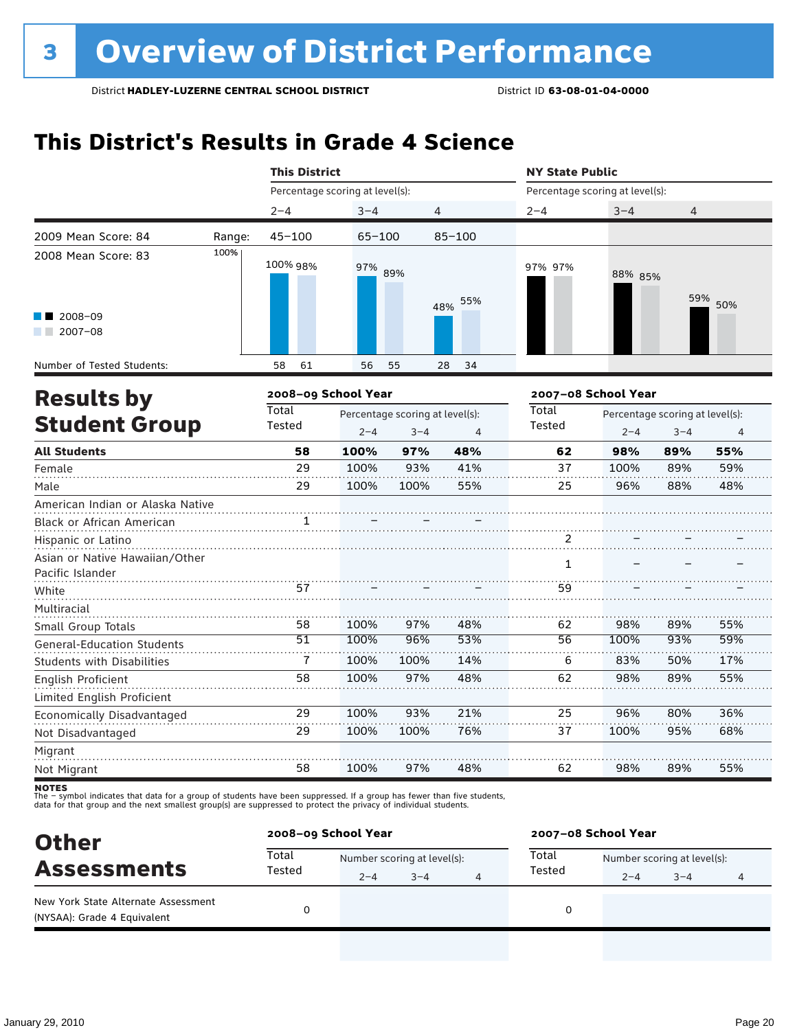# 3 Overview of District Performance

District **HADLEY-LUZERNE CENTRAL SCHOOL DISTRICT** District ID **63-08-01-04-0000**

## This District's Results in Grade 4 Science

| | This District | | | NY State Public | | |
|---|---|---|---|---|---|---|
| | Percentage scoring at level(s): | | | Percentage scoring at level(s): | | |
| | 2–4 | 3–4 | 4 | 2–4 | 3–4 | 4 |
| 2009 Mean Score: 84 — Range: | 45–100 | 65–100 | 85–100 | | | |
| 2008 Mean Score: 83 | | | | | | |
| 2008–09 | 100% | 97% | 48% | 97% | 88% | 59% |
| 2007–08 | 98% | 89% | 55% | 97% | 85% | 50% |
| Number of Tested Students (2008–09) | 58 | 56 | 28 | | | |
| Number of Tested Students (2007–08) | 61 | 55 | 34 | | | |

## Results by Student Group

| | 2008–09 School Year | | | | 2007–08 School Year | | | |
|---|---|---|---|---|---|---|---|---|
| | Total Tested | Percentage scoring at level(s): | | | Total Tested | Percentage scoring at level(s): | | |
| | | 2–4 | 3–4 | 4 | | 2–4 | 3–4 | 4 |
| **All Students** | **58** | **100%** | **97%** | **48%** | **62** | **98%** | **89%** | **55%** |
| Female | 29 | 100% | 93% | 41% | 37 | 100% | 89% | 59% |
| Male | 29 | 100% | 100% | 55% | 25 | 96% | 88% | 48% |
| American Indian or Alaska Native | | | | | | | | |
| Black or African American | 1 | – | – | – | | | | |
| Hispanic or Latino | | | | | 2 | – | – | – |
| Asian or Native Hawaiian/Other Pacific Islander | | | | | 1 | – | – | – |
| White | 57 | – | – | – | 59 | – | – | – |
| Multiracial | | | | | | | | |
| Small Group Totals | 58 | 100% | 97% | 48% | 62 | 98% | 89% | 55% |
| General-Education Students | 51 | 100% | 96% | 53% | 56 | 100% | 93% | 59% |
| Students with Disabilities | 7 | 100% | 100% | 14% | 6 | 83% | 50% | 17% |
| English Proficient | 58 | 100% | 97% | 48% | 62 | 98% | 89% | 55% |
| Limited English Proficient | | | | | | | | |
| Economically Disadvantaged | 29 | 100% | 93% | 21% | 25 | 96% | 80% | 36% |
| Not Disadvantaged | 29 | 100% | 100% | 76% | 37 | 100% | 95% | 68% |
| Migrant | | | | | | | | |
| Not Migrant | 58 | 100% | 97% | 48% | 62 | 98% | 89% | 55% |

**NOTES**
The – symbol indicates that data for a group of students have been suppressed. If a group has fewer than five students, data for that group and the next smallest group(s) are suppressed to protect the privacy of individual students.

## Other Assessments

| | 2008–09 School Year | | | | 2007–08 School Year | | | |
|---|---|---|---|---|---|---|---|---|
| | Total Tested | Number scoring at level(s): | | | Total Tested | Number scoring at level(s): | | |
| | | 2–4 | 3–4 | 4 | | 2–4 | 3–4 | 4 |
| New York State Alternate Assessment (NYSAA): Grade 4 Equivalent | 0 | | | | 0 | | | |

January 29, 2010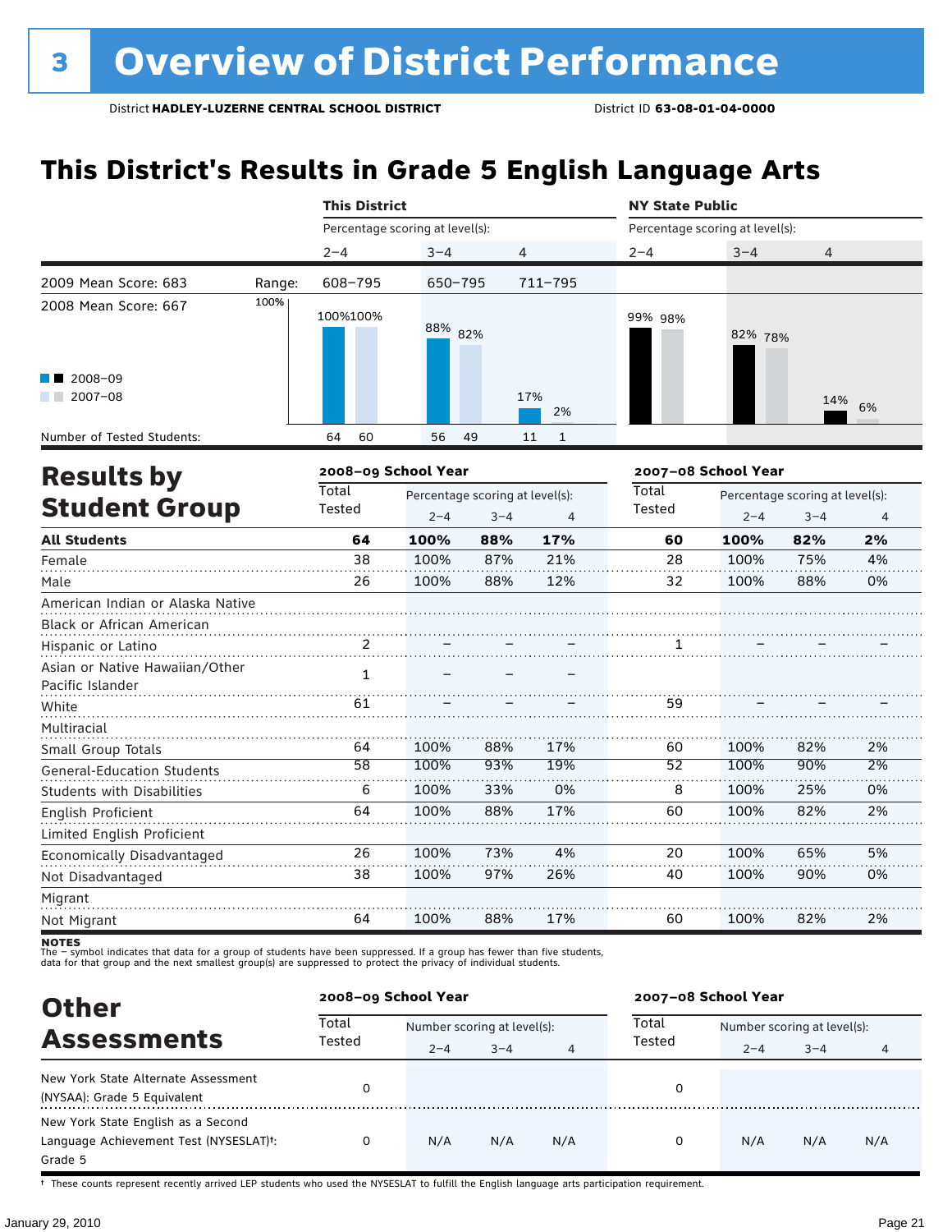# 3 Overview of District Performance

District **HADLEY-LUZERNE CENTRAL SCHOOL DISTRICT** District ID **63-08-01-04-0000**

## This District's Results in Grade 5 English Language Arts

| | | This District | | | NY State Public | | |
|---|---|---|---|---|---|---|---|
| | | Percentage scoring at level(s): | | | Percentage scoring at level(s): | | |
| | | 2–4 | 3–4 | 4 | 2–4 | 3–4 | 4 |
| 2009 Mean Score: 683 | Range: | 608–795 | 650–795 | 711–795 | | | |
| 2008 Mean Score: 667 | | | | | | | |
| 2008–09 | | 100% | 88% | 17% | 99% | 82% | 14% |
| 2007–08 | | 100% | 82% | 2% | 98% | 78% | 6% |
| Number of Tested Students: 2008–09 | | 64 | 56 | 11 | | | |
| Number of Tested Students: 2007–08 | | 60 | 49 | 1 | | | |

## Results by Student Group

| | 2008–09 School Year | | | | 2007–08 School Year | | | |
|---|---|---|---|---|---|---|---|---|
| | Total Tested | Percentage scoring at level(s): | | | Total Tested | Percentage scoring at level(s): | | |
| | | 2–4 | 3–4 | 4 | | 2–4 | 3–4 | 4 |
| **All Students** | **64** | **100%** | **88%** | **17%** | **60** | **100%** | **82%** | **2%** |
| Female | 38 | 100% | 87% | 21% | 28 | 100% | 75% | 4% |
| Male | 26 | 100% | 88% | 12% | 32 | 100% | 88% | 0% |
| American Indian or Alaska Native | | | | | | | | |
| Black or African American | | | | | | | | |
| Hispanic or Latino | 2 | – | – | – | 1 | – | – | – |
| Asian or Native Hawaiian/Other Pacific Islander | 1 | – | – | – | | | | |
| White | 61 | – | – | – | 59 | – | – | – |
| Multiracial | | | | | | | | |
| Small Group Totals | 64 | 100% | 88% | 17% | 60 | 100% | 82% | 2% |
| General-Education Students | 58 | 100% | 93% | 19% | 52 | 100% | 90% | 2% |
| Students with Disabilities | 6 | 100% | 33% | 0% | 8 | 100% | 25% | 0% |
| English Proficient | 64 | 100% | 88% | 17% | 60 | 100% | 82% | 2% |
| Limited English Proficient | | | | | | | | |
| Economically Disadvantaged | 26 | 100% | 73% | 4% | 20 | 100% | 65% | 5% |
| Not Disadvantaged | 38 | 100% | 97% | 26% | 40 | 100% | 90% | 0% |
| Migrant | | | | | | | | |
| Not Migrant | 64 | 100% | 88% | 17% | 60 | 100% | 82% | 2% |

**NOTES**
The – symbol indicates that data for a group of students have been suppressed. If a group has fewer than five students, data for that group and the next smallest group(s) are suppressed to protect the privacy of individual students.

## Other Assessments

| | 2008–09 School Year | | | | 2007–08 School Year | | | |
|---|---|---|---|---|---|---|---|---|
| | Total Tested | Number scoring at level(s): | | | Total Tested | Number scoring at level(s): | | |
| | | 2–4 | 3–4 | 4 | | 2–4 | 3–4 | 4 |
| New York State Alternate Assessment (NYSAA): Grade 5 Equivalent | 0 | | | | 0 | | | |
| New York State English as a Second Language Achievement Test (NYSESLAT)†: Grade 5 | 0 | N/A | N/A | N/A | 0 | N/A | N/A | N/A |

† These counts represent recently arrived LEP students who used the NYSESLAT to fulfill the English language arts participation requirement.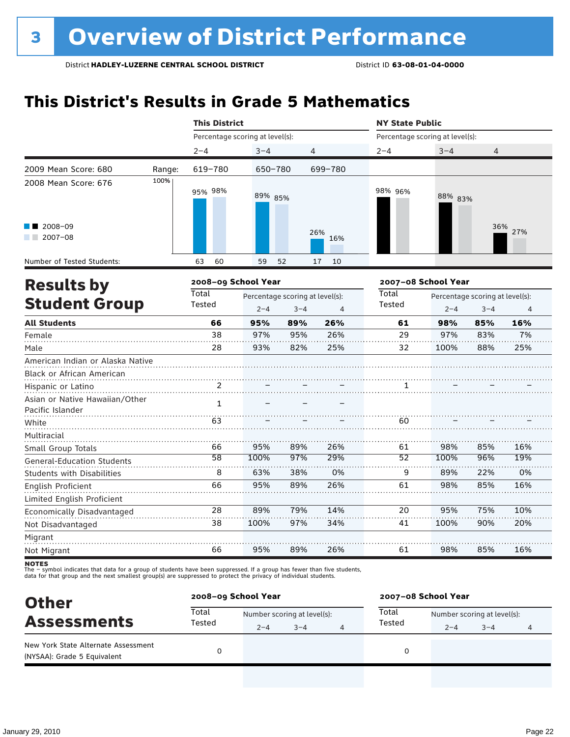# 3 Overview of District Performance

District **HADLEY-LUZERNE CENTRAL SCHOOL DISTRICT** District ID **63-08-01-04-0000**

## This District's Results in Grade 5 Mathematics

| | | This District | | | NY State Public | | |
|---|---|---|---|---|---|---|---|
| | | Percentage scoring at level(s): | | | Percentage scoring at level(s): | | |
| | | 2–4 | 3–4 | 4 | 2–4 | 3–4 | 4 |
| 2009 Mean Score: 680 | Range: | 619–780 | 650–780 | 699–780 | | | |
| 2008 Mean Score: 676 | | | | | | | |
| 2008–09 | | 95% | 89% | 26% | 98% | 88% | 36% |
| 2007–08 | | 98% | 85% | 16% | 96% | 83% | 27% |
| Number of Tested Students: 2008–09 | | 63 | 59 | 17 | | | |
| Number of Tested Students: 2007–08 | | 60 | 52 | 10 | | | |

## Results by Student Group

| | 2008–09 School Year | | | | 2007–08 School Year | | | |
|---|---|---|---|---|---|---|---|---|
| | Total Tested | Percentage scoring at level(s): | | | Total Tested | Percentage scoring at level(s): | | |
| | | 2–4 | 3–4 | 4 | | 2–4 | 3–4 | 4 |
| **All Students** | **66** | **95%** | **89%** | **26%** | **61** | **98%** | **85%** | **16%** |
| Female | 38 | 97% | 95% | 26% | 29 | 97% | 83% | 7% |
| Male | 28 | 93% | 82% | 25% | 32 | 100% | 88% | 25% |
| American Indian or Alaska Native | | | | | | | | |
| Black or African American | | | | | | | | |
| Hispanic or Latino | 2 | – | – | – | 1 | – | – | – |
| Asian or Native Hawaiian/Other Pacific Islander | 1 | – | – | – | | | | |
| White | 63 | – | – | – | 60 | – | – | – |
| Multiracial | | | | | | | | |
| Small Group Totals | 66 | 95% | 89% | 26% | 61 | 98% | 85% | 16% |
| General-Education Students | 58 | 100% | 97% | 29% | 52 | 100% | 96% | 19% |
| Students with Disabilities | 8 | 63% | 38% | 0% | 9 | 89% | 22% | 0% |
| English Proficient | 66 | 95% | 89% | 26% | 61 | 98% | 85% | 16% |
| Limited English Proficient | | | | | | | | |
| Economically Disadvantaged | 28 | 89% | 79% | 14% | 20 | 95% | 75% | 10% |
| Not Disadvantaged | 38 | 100% | 97% | 34% | 41 | 100% | 90% | 20% |
| Migrant | | | | | | | | |
| Not Migrant | 66 | 95% | 89% | 26% | 61 | 98% | 85% | 16% |

**NOTES**
The – symbol indicates that data for a group of students have been suppressed. If a group has fewer than five students, data for that group and the next smallest group(s) are suppressed to protect the privacy of individual students.

## Other Assessments

| | 2008–09 School Year | | | | 2007–08 School Year | | | |
|---|---|---|---|---|---|---|---|---|
| | Total Tested | Number scoring at level(s): | | | Total Tested | Number scoring at level(s): | | |
| | | 2–4 | 3–4 | 4 | | 2–4 | 3–4 | 4 |
| New York State Alternate Assessment (NYSAA): Grade 5 Equivalent | 0 | | | | 0 | | | |

January 29, 2010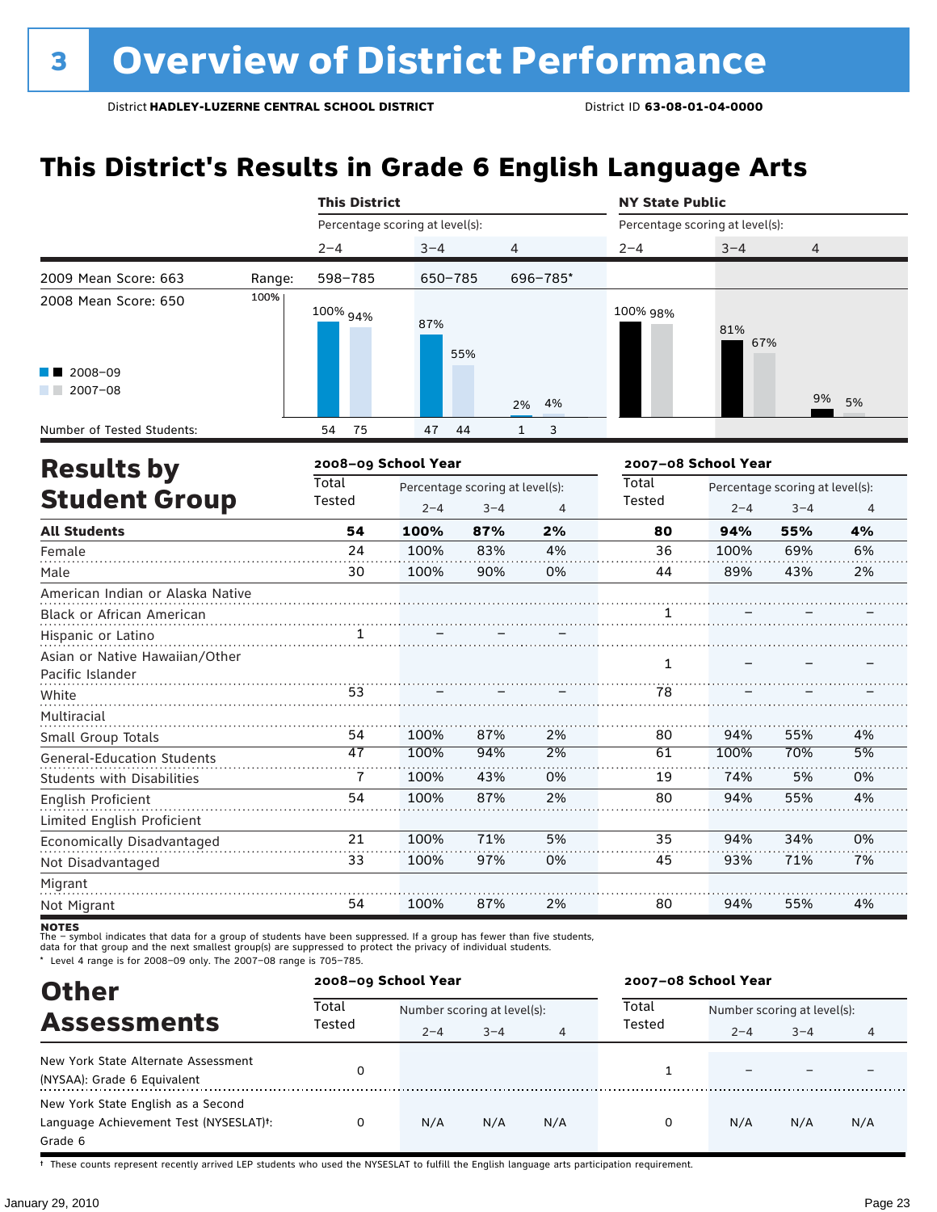# 3 Overview of District Performance

District **HADLEY-LUZERNE CENTRAL SCHOOL DISTRICT** District ID **63-08-01-04-0000**

## This District's Results in Grade 6 English Language Arts

| | This District | | | NY State Public | | |
|---|---|---|---|---|---|---|
| | Percentage scoring at level(s): | | | Percentage scoring at level(s): | | |
| | 2–4 | 3–4 | 4 | 2–4 | 3–4 | 4 |
| 2009 Mean Score: 663 — Range: | 598–785 | 650–785 | 696–785* | | | |
| 2008 Mean Score: 650 | | | | | | |
| 2008–09 | 100% | 87% | 2% | 100% | 81% | 9% |
| 2007–08 | 94% | 55% | 4% | 98% | 67% | 5% |
| Number of Tested Students (2008–09) | 54 | 47 | 1 | | | |
| Number of Tested Students (2007–08) | 75 | 44 | 3 | | | |

## Results by Student Group

| | 2008–09 School Year | | | | 2007–08 School Year | | | |
|---|---|---|---|---|---|---|---|---|
| | Total Tested | Percentage scoring at level(s): | | | Total Tested | Percentage scoring at level(s): | | |
| | | 2–4 | 3–4 | 4 | | 2–4 | 3–4 | 4 |
| **All Students** | **54** | **100%** | **87%** | **2%** | **80** | **94%** | **55%** | **4%** |
| Female | 24 | 100% | 83% | 4% | 36 | 100% | 69% | 6% |
| Male | 30 | 100% | 90% | 0% | 44 | 89% | 43% | 2% |
| American Indian or Alaska Native | | | | | | | | |
| Black or African American | | | | | 1 | – | – | – |
| Hispanic or Latino | 1 | – | – | – | | | | |
| Asian or Native Hawaiian/Other Pacific Islander | | | | | 1 | – | – | – |
| White | 53 | – | – | – | 78 | – | – | – |
| Multiracial | | | | | | | | |
| Small Group Totals | 54 | 100% | 87% | 2% | 80 | 94% | 55% | 4% |
| General-Education Students | 47 | 100% | 94% | 2% | 61 | 100% | 70% | 5% |
| Students with Disabilities | 7 | 100% | 43% | 0% | 19 | 74% | 5% | 0% |
| English Proficient | 54 | 100% | 87% | 2% | 80 | 94% | 55% | 4% |
| Limited English Proficient | | | | | | | | |
| Economically Disadvantaged | 21 | 100% | 71% | 5% | 35 | 94% | 34% | 0% |
| Not Disadvantaged | 33 | 100% | 97% | 0% | 45 | 93% | 71% | 7% |
| Migrant | | | | | | | | |
| Not Migrant | 54 | 100% | 87% | 2% | 80 | 94% | 55% | 4% |

**NOTES**
The – symbol indicates that data for a group of students have been suppressed. If a group has fewer than five students, data for that group and the next smallest group(s) are suppressed to protect the privacy of individual students.
* Level 4 range is for 2008–09 only. The 2007–08 range is 705–785.

## Other Assessments

| | 2008–09 School Year | | | | 2007–08 School Year | | | |
|---|---|---|---|---|---|---|---|---|
| | Total Tested | Number scoring at level(s): | | | Total Tested | Number scoring at level(s): | | |
| | | 2–4 | 3–4 | 4 | | 2–4 | 3–4 | 4 |
| New York State Alternate Assessment (NYSAA): Grade 6 Equivalent | 0 | | | | 1 | – | – | – |
| New York State English as a Second Language Achievement Test (NYSESLAT)†: Grade 6 | 0 | N/A | N/A | N/A | 0 | N/A | N/A | N/A |

† These counts represent recently arrived LEP students who used the NYSESLAT to fulfill the English language arts participation requirement.

January 29, 2010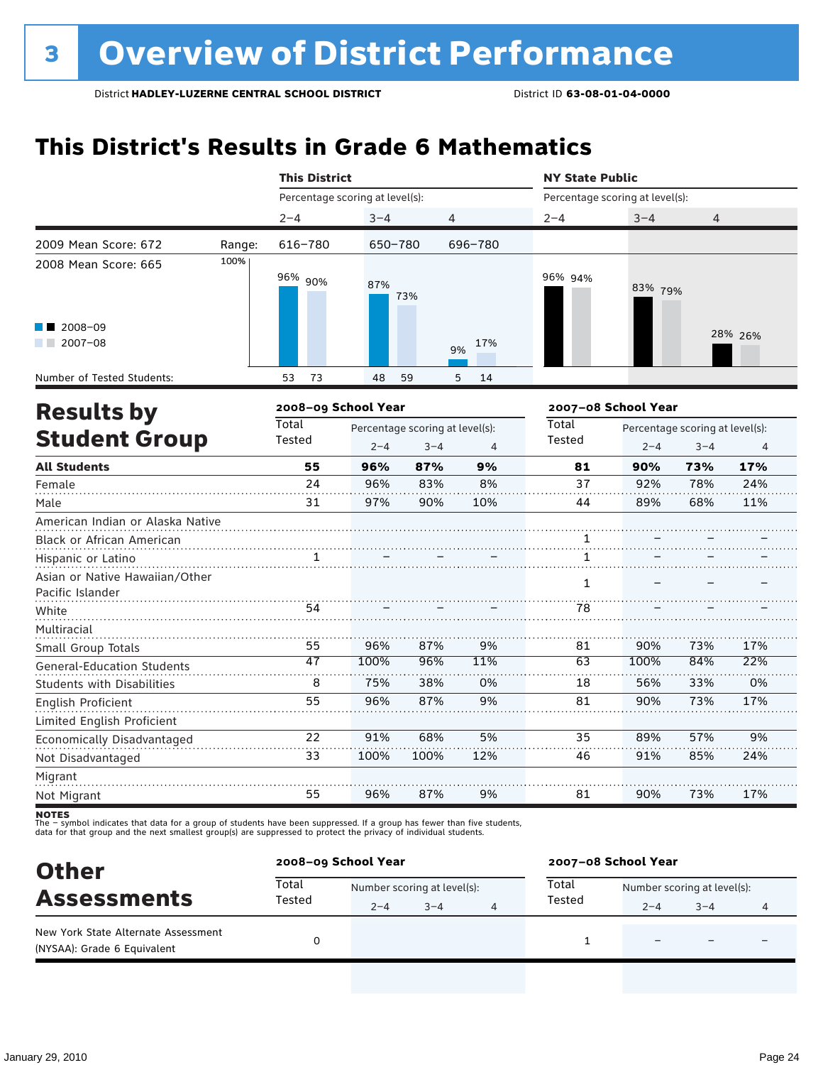# 3 Overview of District Performance

District **HADLEY-LUZERNE CENTRAL SCHOOL DISTRICT** District ID **63-08-01-04-0000**

## This District's Results in Grade 6 Mathematics

| | | This District | | | NY State Public | | |
|---|---|---|---|---|---|---|---|
| | | Percentage scoring at level(s): | | | Percentage scoring at level(s): | | |
| | | 2–4 | 3–4 | 4 | 2–4 | 3–4 | 4 |
| 2009 Mean Score: 672 | Range: | 616–780 | 650–780 | 696–780 | | | |
| 2008 Mean Score: 665 | | | | | | | |
| 2008–09 | | 96% | 87% | 9% | 96% | 83% | 28% |
| 2007–08 | | 90% | 73% | 17% | 94% | 79% | 26% |
| Number of Tested Students: 2008–09 | | 53 | 48 | 5 | | | |
| Number of Tested Students: 2007–08 | | 73 | 59 | 14 | | | |

## Results by Student Group

| | 2008–09 School Year | | | | 2007–08 School Year | | | |
|---|---|---|---|---|---|---|---|---|
| | Total Tested | Percentage scoring at level(s): 2–4 | 3–4 | 4 | Total Tested | Percentage scoring at level(s): 2–4 | 3–4 | 4 |
| **All Students** | **55** | **96%** | **87%** | **9%** | **81** | **90%** | **73%** | **17%** |
| Female | 24 | 96% | 83% | 8% | 37 | 92% | 78% | 24% |
| Male | 31 | 97% | 90% | 10% | 44 | 89% | 68% | 11% |
| American Indian or Alaska Native | | | | | | | | |
| Black or African American | | | | | 1 | – | – | – |
| Hispanic or Latino | 1 | – | – | – | 1 | – | – | – |
| Asian or Native Hawaiian/Other Pacific Islander | | | | | 1 | – | – | – |
| White | 54 | – | – | – | 78 | – | – | – |
| Multiracial | | | | | | | | |
| Small Group Totals | 55 | 96% | 87% | 9% | 81 | 90% | 73% | 17% |
| General-Education Students | 47 | 100% | 96% | 11% | 63 | 100% | 84% | 22% |
| Students with Disabilities | 8 | 75% | 38% | 0% | 18 | 56% | 33% | 0% |
| English Proficient | 55 | 96% | 87% | 9% | 81 | 90% | 73% | 17% |
| Limited English Proficient | | | | | | | | |
| Economically Disadvantaged | 22 | 91% | 68% | 5% | 35 | 89% | 57% | 9% |
| Not Disadvantaged | 33 | 100% | 100% | 12% | 46 | 91% | 85% | 24% |
| Migrant | | | | | | | | |
| Not Migrant | 55 | 96% | 87% | 9% | 81 | 90% | 73% | 17% |

**NOTES**
The – symbol indicates that data for a group of students have been suppressed. If a group has fewer than five students, data for that group and the next smallest group(s) are suppressed to protect the privacy of individual students.

## Other Assessments

| | 2008–09 School Year | | | | 2007–08 School Year | | | |
|---|---|---|---|---|---|---|---|---|
| | Total Tested | Number scoring at level(s): 2–4 | 3–4 | 4 | Total Tested | Number scoring at level(s): 2–4 | 3–4 | 4 |
| New York State Alternate Assessment (NYSAA): Grade 6 Equivalent | 0 | | | | 1 | – | – | – |

January 29, 2010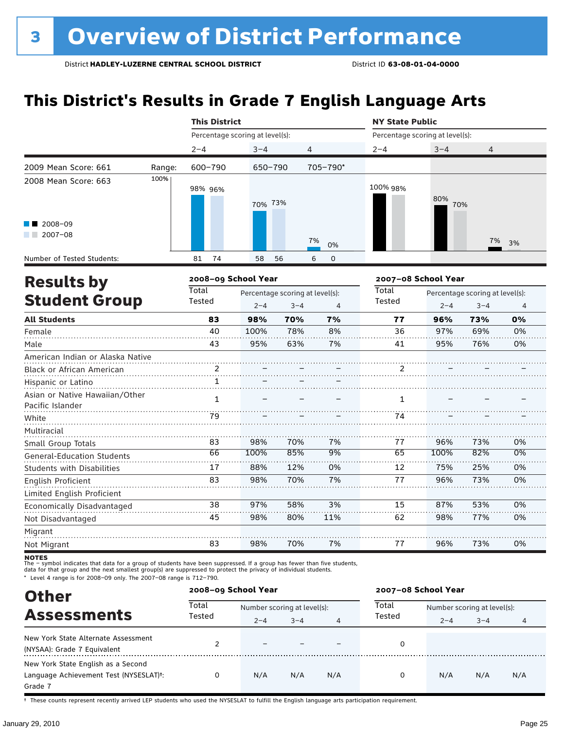# 3 Overview of District Performance

District **HADLEY-LUZERNE CENTRAL SCHOOL DISTRICT** District ID **63-08-01-04-0000**

## This District's Results in Grade 7 English Language Arts

| | | This District | | | NY State Public | | |
|---|---|---|---|---|---|---|---|
| | | Percentage scoring at level(s): | | | Percentage scoring at level(s): | | |
| | | 2–4 | 3–4 | 4 | 2–4 | 3–4 | 4 |
| 2009 Mean Score: 661 | Range: | 600–790 | 650–790 | 705–790* | | | |
| 2008 Mean Score: 663 | | | | | | | |
| 2008–09 | | 98% | 70% | 7% | 100% | 80% | 7% |
| 2007–08 | | 96% | 73% | 0% | 98% | 70% | 3% |
| Number of Tested Students: 2008–09 | | 81 | 58 | 6 | | | |
| Number of Tested Students: 2007–08 | | 74 | 56 | 0 | | | |

## Results by Student Group

| | 2008–09 School Year | | | | 2007–08 School Year | | | |
|---|---|---|---|---|---|---|---|---|
| | Total Tested | Percentage scoring at level(s): | | | Total Tested | Percentage scoring at level(s): | | |
| | | 2–4 | 3–4 | 4 | | 2–4 | 3–4 | 4 |
| **All Students** | **83** | **98%** | **70%** | **7%** | **77** | **96%** | **73%** | **0%** |
| Female | 40 | 100% | 78% | 8% | 36 | 97% | 69% | 0% |
| Male | 43 | 95% | 63% | 7% | 41 | 95% | 76% | 0% |
| American Indian or Alaska Native | | | | | | | | |
| Black or African American | 2 | – | – | – | 2 | – | – | – |
| Hispanic or Latino | 1 | – | – | – | | | | |
| Asian or Native Hawaiian/Other Pacific Islander | 1 | – | – | – | 1 | – | – | – |
| White | 79 | – | – | – | 74 | – | – | – |
| Multiracial | | | | | | | | |
| Small Group Totals | 83 | 98% | 70% | 7% | 77 | 96% | 73% | 0% |
| General-Education Students | 66 | 100% | 85% | 9% | 65 | 100% | 82% | 0% |
| Students with Disabilities | 17 | 88% | 12% | 0% | 12 | 75% | 25% | 0% |
| English Proficient | 83 | 98% | 70% | 7% | 77 | 96% | 73% | 0% |
| Limited English Proficient | | | | | | | | |
| Economically Disadvantaged | 38 | 97% | 58% | 3% | 15 | 87% | 53% | 0% |
| Not Disadvantaged | 45 | 98% | 80% | 11% | 62 | 98% | 77% | 0% |
| Migrant | | | | | | | | |
| Not Migrant | 83 | 98% | 70% | 7% | 77 | 96% | 73% | 0% |

**NOTES**
The – symbol indicates that data for a group of students have been suppressed. If a group has fewer than five students, data for that group and the next smallest group(s) are suppressed to protect the privacy of individual students.
* Level 4 range is for 2008–09 only. The 2007–08 range is 712–790.

## Other Assessments

| | 2008–09 School Year | | | | 2007–08 School Year | | | |
|---|---|---|---|---|---|---|---|---|
| | Total Tested | Number scoring at level(s): | | | Total Tested | Number scoring at level(s): | | |
| | | 2–4 | 3–4 | 4 | | 2–4 | 3–4 | 4 |
| New York State Alternate Assessment (NYSAA): Grade 7 Equivalent | 2 | – | – | – | 0 | | | |
| New York State English as a Second Language Achievement Test (NYSESLAT)†: Grade 7 | 0 | N/A | N/A | N/A | 0 | N/A | N/A | N/A |

† These counts represent recently arrived LEP students who used the NYSESLAT to fulfill the English language arts participation requirement.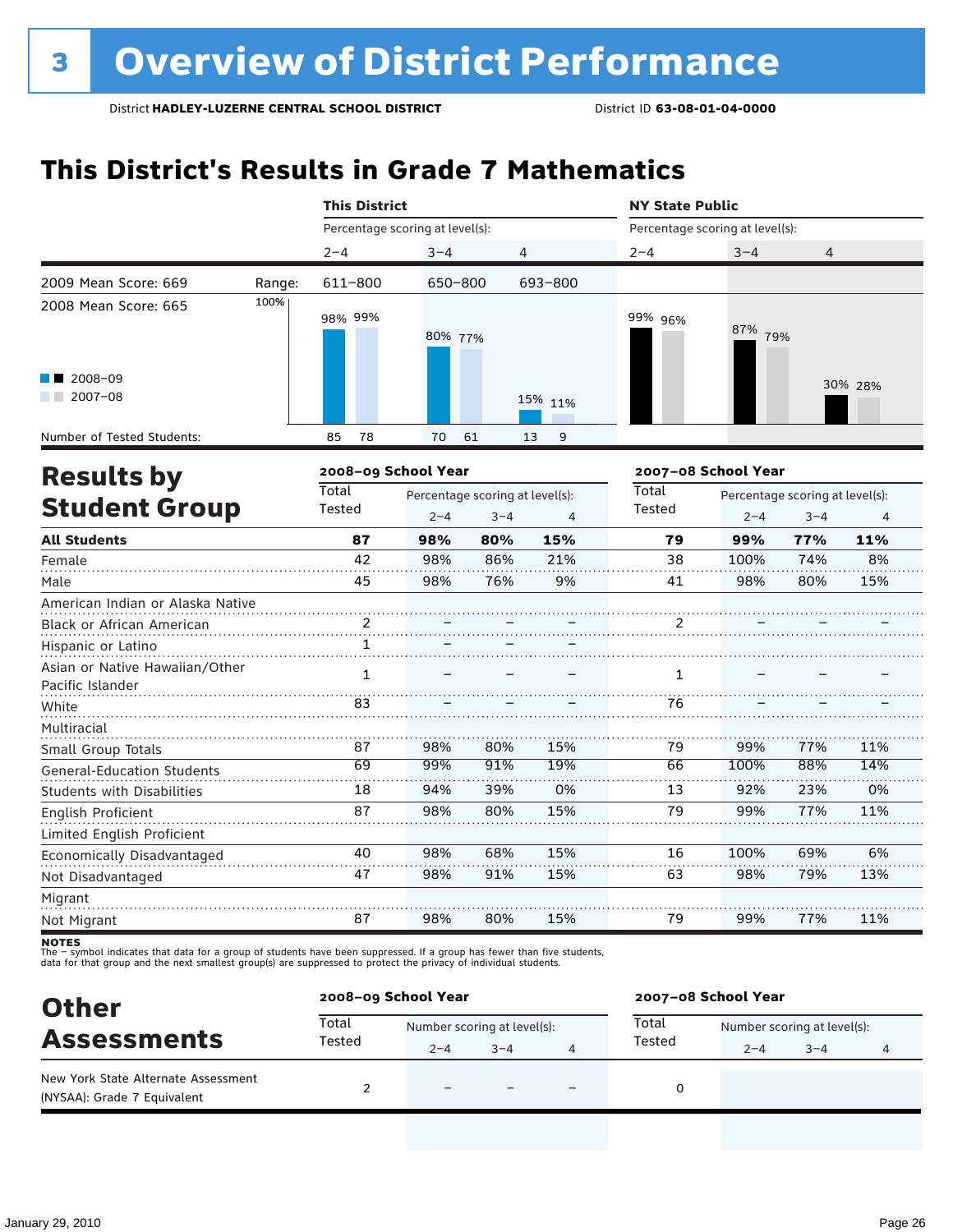# 3 Overview of District Performance

District **HADLEY-LUZERNE CENTRAL SCHOOL DISTRICT** District ID **63-08-01-04-0000**

## This District's Results in Grade 7 Mathematics

| | | This District | | | NY State Public | | |
|---|---|---|---|---|---|---|---|
| | | Percentage scoring at level(s): | | | Percentage scoring at level(s): | | |
| | | 2–4 | 3–4 | 4 | 2–4 | 3–4 | 4 |
| 2009 Mean Score: 669 | Range: | 611–800 | 650–800 | 693–800 | | | |
| 2008 Mean Score: 665 | | | | | | | |
| 2008–09 | | 98% | 80% | 15% | 99% | 87% | 30% |
| 2007–08 | | 99% | 77% | 11% | 96% | 79% | 28% |
| Number of Tested Students: 2008–09 | | 85 | 70 | 13 | | | |
| Number of Tested Students: 2007–08 | | 78 | 61 | 9 | | | |

## Results by Student Group

| | 2008–09 School Year | | | | 2007–08 School Year | | | |
|---|---|---|---|---|---|---|---|---|
| | Total Tested | Percentage scoring at level(s): | | | Total Tested | Percentage scoring at level(s): | | |
| | | 2–4 | 3–4 | 4 | | 2–4 | 3–4 | 4 |
| **All Students** | **87** | **98%** | **80%** | **15%** | **79** | **99%** | **77%** | **11%** |
| Female | 42 | 98% | 86% | 21% | 38 | 100% | 74% | 8% |
| Male | 45 | 98% | 76% | 9% | 41 | 98% | 80% | 15% |
| American Indian or Alaska Native | | | | | | | | |
| Black or African American | 2 | – | – | – | 2 | – | – | – |
| Hispanic or Latino | 1 | – | – | – | | | | |
| Asian or Native Hawaiian/Other Pacific Islander | 1 | – | – | – | 1 | – | – | – |
| White | 83 | – | – | – | 76 | – | – | – |
| Multiracial | | | | | | | | |
| Small Group Totals | 87 | 98% | 80% | 15% | 79 | 99% | 77% | 11% |
| General-Education Students | 69 | 99% | 91% | 19% | 66 | 100% | 88% | 14% |
| Students with Disabilities | 18 | 94% | 39% | 0% | 13 | 92% | 23% | 0% |
| English Proficient | 87 | 98% | 80% | 15% | 79 | 99% | 77% | 11% |
| Limited English Proficient | | | | | | | | |
| Economically Disadvantaged | 40 | 98% | 68% | 15% | 16 | 100% | 69% | 6% |
| Not Disadvantaged | 47 | 98% | 91% | 15% | 63 | 98% | 79% | 13% |
| Migrant | | | | | | | | |
| Not Migrant | 87 | 98% | 80% | 15% | 79 | 99% | 77% | 11% |

**NOTES**
The – symbol indicates that data for a group of students have been suppressed. If a group has fewer than five students, data for that group and the next smallest group(s) are suppressed to protect the privacy of individual students.

## Other Assessments

| | 2008–09 School Year | | | | 2007–08 School Year | | | |
|---|---|---|---|---|---|---|---|---|
| | Total Tested | Number scoring at level(s): | | | Total Tested | Number scoring at level(s): | | |
| | | 2–4 | 3–4 | 4 | | 2–4 | 3–4 | 4 |
| New York State Alternate Assessment (NYSAA): Grade 7 Equivalent | 2 | – | – | – | 0 | | | |

January 29, 2010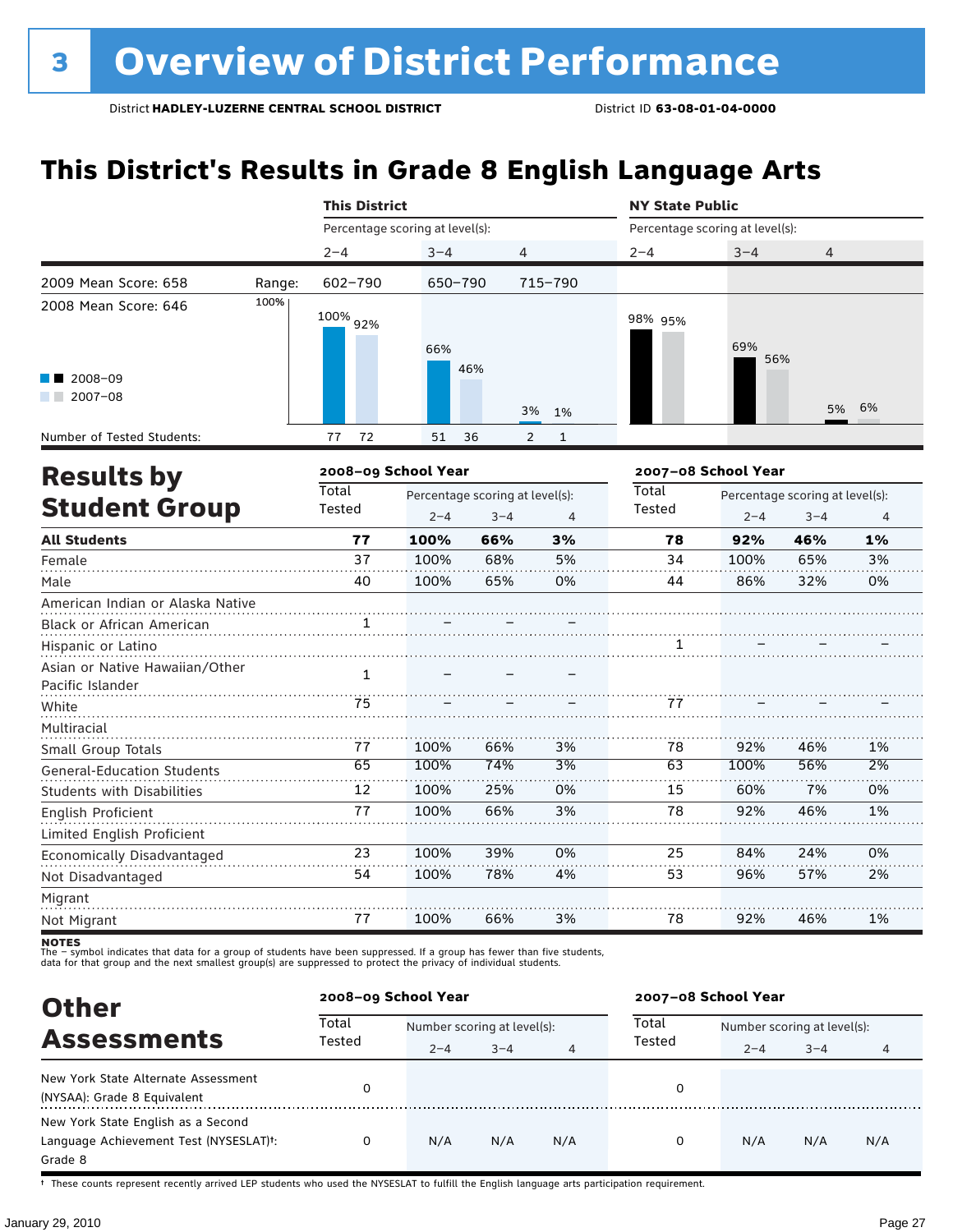# 3 Overview of District Performance

District **HADLEY-LUZERNE CENTRAL SCHOOL DISTRICT** District ID **63-08-01-04-0000**

## This District's Results in Grade 8 English Language Arts

| | | This District | | | NY State Public | | |
|---|---|---|---|---|---|---|---|
| | | Percentage scoring at level(s): | | | Percentage scoring at level(s): | | |
| | | 2–4 | 3–4 | 4 | 2–4 | 3–4 | 4 |
| 2009 Mean Score: 658 | Range: | 602–790 | 650–790 | 715–790 | | | |
| 2008 Mean Score: 646 | 2008–09 | 100% | 66% | 3% | 98% | 69% | 5% |
| | 2007–08 | 92% | 46% | 1% | 95% | 56% | 6% |
| Number of Tested Students: | 2008–09 | 77 | 51 | 2 | | | |
| | 2007–08 | 72 | 36 | 1 | | | |

## Results by Student Group

| | 2008–09 School Year | | | | 2007–08 School Year | | | |
|---|---|---|---|---|---|---|---|---|
| | Total Tested | Percentage scoring at level(s): 2–4 | 3–4 | 4 | Total Tested | Percentage scoring at level(s): 2–4 | 3–4 | 4 |
| **All Students** | **77** | **100%** | **66%** | **3%** | **78** | **92%** | **46%** | **1%** |
| Female | 37 | 100% | 68% | 5% | 34 | 100% | 65% | 3% |
| Male | 40 | 100% | 65% | 0% | 44 | 86% | 32% | 0% |
| American Indian or Alaska Native | | | | | | | | |
| Black or African American | 1 | – | – | – | | | | |
| Hispanic or Latino | | | | | 1 | – | – | – |
| Asian or Native Hawaiian/Other Pacific Islander | 1 | – | – | – | | | | |
| White | 75 | – | – | – | 77 | – | – | – |
| Multiracial | | | | | | | | |
| Small Group Totals | 77 | 100% | 66% | 3% | 78 | 92% | 46% | 1% |
| General-Education Students | 65 | 100% | 74% | 3% | 63 | 100% | 56% | 2% |
| Students with Disabilities | 12 | 100% | 25% | 0% | 15 | 60% | 7% | 0% |
| English Proficient | 77 | 100% | 66% | 3% | 78 | 92% | 46% | 1% |
| Limited English Proficient | | | | | | | | |
| Economically Disadvantaged | 23 | 100% | 39% | 0% | 25 | 84% | 24% | 0% |
| Not Disadvantaged | 54 | 100% | 78% | 4% | 53 | 96% | 57% | 2% |
| Migrant | | | | | | | | |
| Not Migrant | 77 | 100% | 66% | 3% | 78 | 92% | 46% | 1% |

**NOTES**
The – symbol indicates that data for a group of students have been suppressed. If a group has fewer than five students, data for that group and the next smallest group(s) are suppressed to protect the privacy of individual students.

## Other Assessments

| | 2008–09 School Year | | | | 2007–08 School Year | | | |
|---|---|---|---|---|---|---|---|---|
| | Total Tested | Number scoring at level(s): 2–4 | 3–4 | 4 | Total Tested | Number scoring at level(s): 2–4 | 3–4 | 4 |
| New York State Alternate Assessment (NYSAA): Grade 8 Equivalent | 0 | | | | 0 | | | |
| New York State English as a Second Language Achievement Test (NYSESLAT)†: Grade 8 | 0 | N/A | N/A | N/A | 0 | N/A | N/A | N/A |

† These counts represent recently arrived LEP students who used the NYSESLAT to fulfill the English language arts participation requirement.

January 29, 2010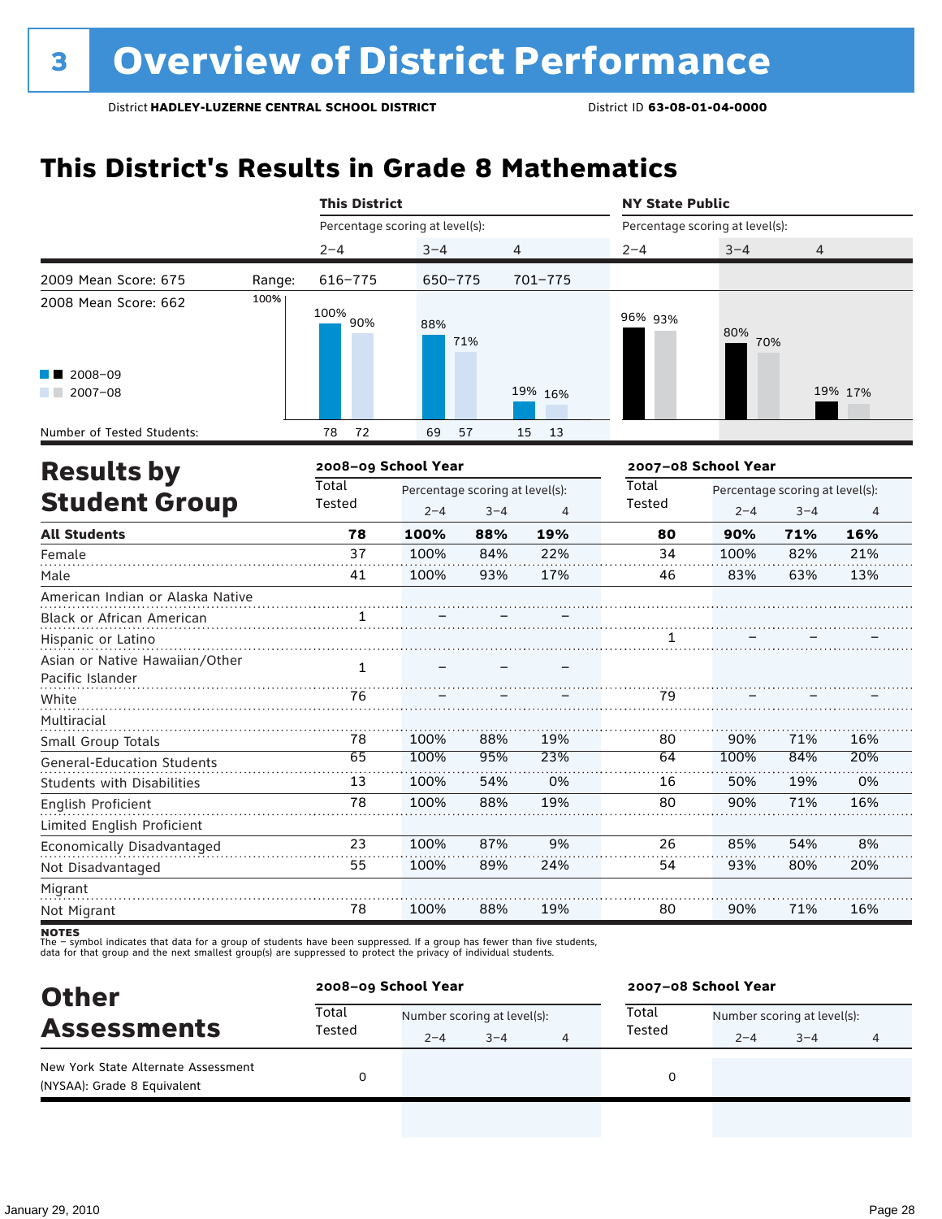# 3 Overview of District Performance

District **HADLEY-LUZERNE CENTRAL SCHOOL DISTRICT** District ID **63-08-01-04-0000**

## This District's Results in Grade 8 Mathematics

| | | This District | | | NY State Public | | |
|---|---|---|---|---|---|---|---|
| | | Percentage scoring at level(s): | | | Percentage scoring at level(s): | | |
| | | 2–4 | 3–4 | 4 | 2–4 | 3–4 | 4 |
| 2009 Mean Score: 675 | Range: | 616–775 | 650–775 | 701–775 | | | |
| 2008 Mean Score: 662 | | | | | | | |
| 2008–09 | | 100% | 88% | 19% | 96% | 80% | 19% |
| 2007–08 | | 90% | 71% | 16% | 93% | 70% | 17% |
| Number of Tested Students: | | 78 72 | 69 57 | 15 13 | | | |

## Results by Student Group

| | 2008–09 School Year | | | | 2007–08 School Year | | | |
|---|---|---|---|---|---|---|---|---|
| | Total Tested | Percentage scoring at level(s): 2–4 | 3–4 | 4 | Total Tested | Percentage scoring at level(s): 2–4 | 3–4 | 4 |
| **All Students** | **78** | **100%** | **88%** | **19%** | **80** | **90%** | **71%** | **16%** |
| Female | 37 | 100% | 84% | 22% | 34 | 100% | 82% | 21% |
| Male | 41 | 100% | 93% | 17% | 46 | 83% | 63% | 13% |
| American Indian or Alaska Native | | | | | | | | |
| Black or African American | 1 | – | – | – | | | | |
| Hispanic or Latino | | | | | 1 | – | – | – |
| Asian or Native Hawaiian/Other Pacific Islander | 1 | – | – | – | | | | |
| White | 76 | – | – | – | 79 | – | – | – |
| Multiracial | | | | | | | | |
| Small Group Totals | 78 | 100% | 88% | 19% | 80 | 90% | 71% | 16% |
| General-Education Students | 65 | 100% | 95% | 23% | 64 | 100% | 84% | 20% |
| Students with Disabilities | 13 | 100% | 54% | 0% | 16 | 50% | 19% | 0% |
| English Proficient | 78 | 100% | 88% | 19% | 80 | 90% | 71% | 16% |
| Limited English Proficient | | | | | | | | |
| Economically Disadvantaged | 23 | 100% | 87% | 9% | 26 | 85% | 54% | 8% |
| Not Disadvantaged | 55 | 100% | 89% | 24% | 54 | 93% | 80% | 20% |
| Migrant | | | | | | | | |
| Not Migrant | 78 | 100% | 88% | 19% | 80 | 90% | 71% | 16% |

**NOTES**
The – symbol indicates that data for a group of students have been suppressed. If a group has fewer than five students, data for that group and the next smallest group(s) are suppressed to protect the privacy of individual students.

## Other Assessments

| | 2008–09 School Year | | | | 2007–08 School Year | | | |
|---|---|---|---|---|---|---|---|---|
| | Total Tested | Number scoring at level(s): 2–4 | 3–4 | 4 | Total Tested | Number scoring at level(s): 2–4 | 3–4 | 4 |
| New York State Alternate Assessment (NYSAA): Grade 8 Equivalent | 0 | | | | 0 | | | |

January 29, 2010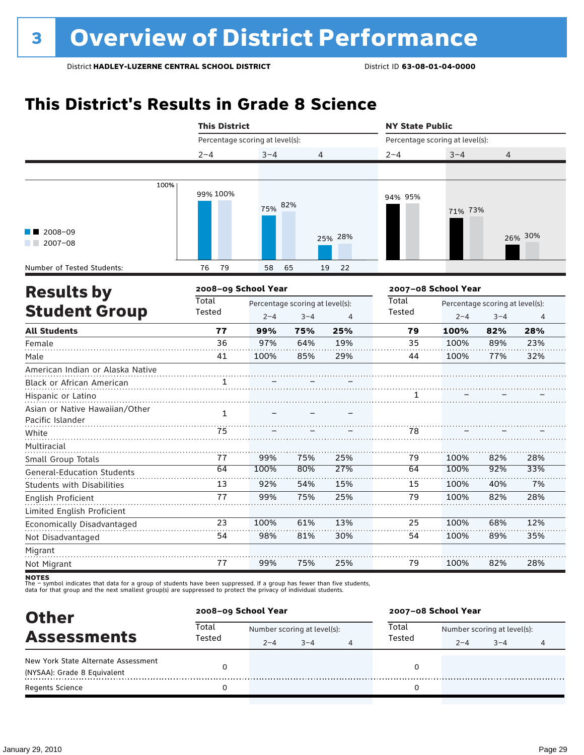# 3 Overview of District Performance

District **HADLEY-LUZERNE CENTRAL SCHOOL DISTRICT** District ID **63-08-01-04-0000**

## This District's Results in Grade 8 Science

| | This District 2–4 | | This District 3–4 | | This District 4 | | NY State Public 2–4 | | NY State Public 3–4 | | NY State Public 4 | |
|---|---|---|---|---|---|---|---|---|---|---|---|---|
| | 2008–09 | 2007–08 | 2008–09 | 2007–08 | 2008–09 | 2007–08 | 2008–09 | 2007–08 | 2008–09 | 2007–08 | 2008–09 | 2007–08 |
| Percentage scoring at level(s) | 99% | 100% | 75% | 82% | 25% | 28% | 94% | 95% | 71% | 73% | 26% | 30% |
| Number of Tested Students: | 76 | 79 | 58 | 65 | 19 | 22 | | | | | | |

## Results by Student Group

| | 2008–09 Total Tested | 2008–09 % 2–4 | 2008–09 % 3–4 | 2008–09 % 4 | 2007–08 Total Tested | 2007–08 % 2–4 | 2007–08 % 3–4 | 2007–08 % 4 |
|---|---|---|---|---|---|---|---|---|
| **All Students** | **77** | **99%** | **75%** | **25%** | **79** | **100%** | **82%** | **28%** |
| Female | 36 | 97% | 64% | 19% | 35 | 100% | 89% | 23% |
| Male | 41 | 100% | 85% | 29% | 44 | 100% | 77% | 32% |
| American Indian or Alaska Native | | | | | | | | |
| Black or African American | 1 | – | – | – | | | | |
| Hispanic or Latino | | | | | 1 | – | – | – |
| Asian or Native Hawaiian/Other Pacific Islander | 1 | – | – | – | | | | |
| White | 75 | – | – | – | 78 | – | – | – |
| Multiracial | | | | | | | | |
| Small Group Totals | 77 | 99% | 75% | 25% | 79 | 100% | 82% | 28% |
| General-Education Students | 64 | 100% | 80% | 27% | 64 | 100% | 92% | 33% |
| Students with Disabilities | 13 | 92% | 54% | 15% | 15 | 100% | 40% | 7% |
| English Proficient | 77 | 99% | 75% | 25% | 79 | 100% | 82% | 28% |
| Limited English Proficient | | | | | | | | |
| Economically Disadvantaged | 23 | 100% | 61% | 13% | 25 | 100% | 68% | 12% |
| Not Disadvantaged | 54 | 98% | 81% | 30% | 54 | 100% | 89% | 35% |
| Migrant | | | | | | | | |
| Not Migrant | 77 | 99% | 75% | 25% | 79 | 100% | 82% | 28% |

**NOTES**
The – symbol indicates that data for a group of students have been suppressed. If a group has fewer than five students, data for that group and the next smallest group(s) are suppressed to protect the privacy of individual students.

## Other Assessments

| | 2008–09 Total Tested | 2008–09 Number 2–4 | 2008–09 Number 3–4 | 2008–09 Number 4 | 2007–08 Total Tested | 2007–08 Number 2–4 | 2007–08 Number 3–4 | 2007–08 Number 4 |
|---|---|---|---|---|---|---|---|---|
| New York State Alternate Assessment (NYSAA): Grade 8 Equivalent | 0 | | | | 0 | | | |
| Regents Science | 0 | | | | 0 | | | |

January 29, 2010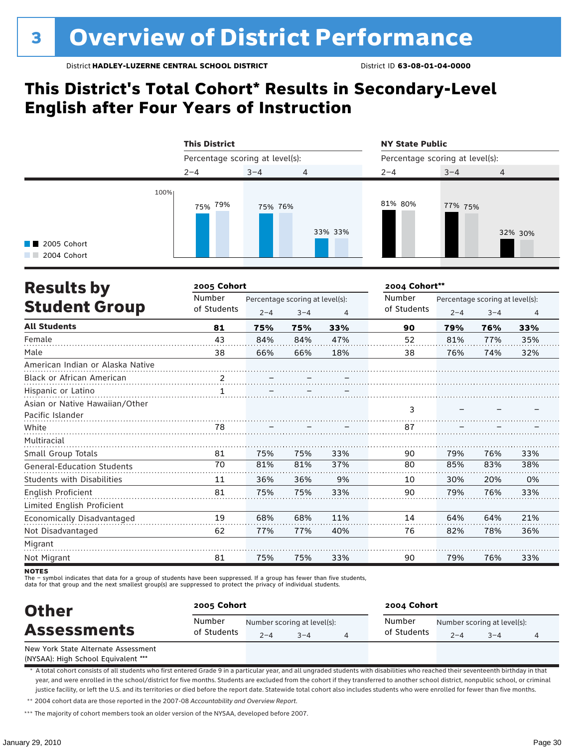# 3 Overview of District Performance

District **HADLEY-LUZERNE CENTRAL SCHOOL DISTRICT** District ID **63-08-01-04-0000**

## This District's Total Cohort* Results in Secondary-Level English after Four Years of Instruction

| | This District | | | NY State Public | | |
|---|---|---|---|---|---|---|
| Percentage scoring at level(s): | 2–4 | 3–4 | 4 | 2–4 | 3–4 | 4 |
| 2005 Cohort | 75% | 75% | 33% | 81% | 77% | 32% |
| 2004 Cohort | 79% | 76% | 33% | 80% | 75% | 30% |

## Results by Student Group

| | 2005 Cohort | | | | 2004 Cohort** | | | |
|---|---|---|---|---|---|---|---|---|
| | Number of Students | Percentage scoring at level(s): 2–4 | 3–4 | 4 | Number of Students | Percentage scoring at level(s): 2–4 | 3–4 | 4 |
| **All Students** | **81** | **75%** | **75%** | **33%** | **90** | **79%** | **76%** | **33%** |
| Female | 43 | 84% | 84% | 47% | 52 | 81% | 77% | 35% |
| Male | 38 | 66% | 66% | 18% | 38 | 76% | 74% | 32% |
| American Indian or Alaska Native | | | | | | | | |
| Black or African American | 2 | – | – | – | | | | |
| Hispanic or Latino | 1 | – | – | – | | | | |
| Asian or Native Hawaiian/Other Pacific Islander | | | | | 3 | – | – | – |
| White | 78 | – | – | – | 87 | – | – | – |
| Multiracial | | | | | | | | |
| Small Group Totals | 81 | 75% | 75% | 33% | 90 | 79% | 76% | 33% |
| General-Education Students | 70 | 81% | 81% | 37% | 80 | 85% | 83% | 38% |
| Students with Disabilities | 11 | 36% | 36% | 9% | 10 | 30% | 20% | 0% |
| English Proficient | 81 | 75% | 75% | 33% | 90 | 79% | 76% | 33% |
| Limited English Proficient | | | | | | | | |
| Economically Disadvantaged | 19 | 68% | 68% | 11% | 14 | 64% | 64% | 21% |
| Not Disadvantaged | 62 | 77% | 77% | 40% | 76 | 82% | 78% | 36% |
| Migrant | | | | | | | | |
| Not Migrant | 81 | 75% | 75% | 33% | 90 | 79% | 76% | 33% |

**NOTES**

The – symbol indicates that data for a group of students have been suppressed. If a group has fewer than five students, data for that group and the next smallest group(s) are suppressed to protect the privacy of individual students.

## Other Assessments

| | 2005 Cohort | | | | 2004 Cohort | | | |
|---|---|---|---|---|---|---|---|---|
| | Number of Students | Number scoring at level(s): 2–4 | 3–4 | 4 | Number of Students | Number scoring at level(s): 2–4 | 3–4 | 4 |
| New York State Alternate Assessment (NYSAA): High School Equivalent *** | | | | | | | | |

\* A total cohort consists of all students who first entered Grade 9 in a particular year, and all ungraded students with disabilities who reached their seventeenth birthday in that year, and were enrolled in the school/district for five months. Students are excluded from the cohort if they transferred to another school district, nonpublic school, or criminal justice facility, or left the U.S. and its territories or died before the report date. Statewide total cohort also includes students who were enrolled for fewer than five months.

\** 2004 cohort data are those reported in the 2007-08 *Accountability and Overview Report*.

\*** The majority of cohort members took an older version of the NYSAA, developed before 2007.

January 29, 2010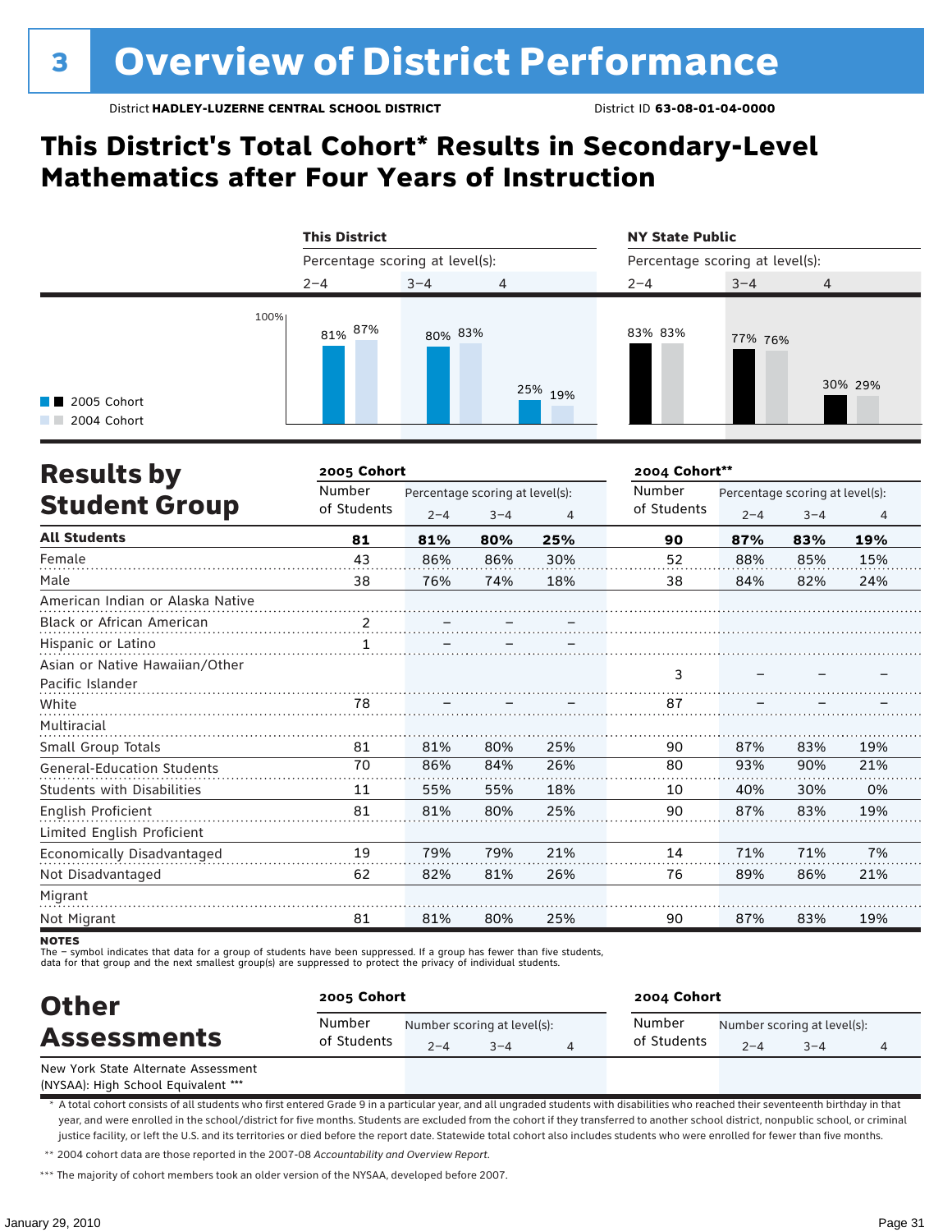# 3 Overview of District Performance

District **HADLEY-LUZERNE CENTRAL SCHOOL DISTRICT** District ID **63-08-01-04-0000**

## This District's Total Cohort* Results in Secondary-Level Mathematics after Four Years of Instruction

**This District**
Percentage scoring at level(s):
2–4 3–4 4

**NY State Public**
Percentage scoring at level(s):
2–4 3–4 4

100%

81% 87% 80% 83% 25% 19%

83% 83% 77% 76% 30% 29%

2005 Cohort
2004 Cohort

## Results by Student Group

| | 2005 Cohort | | | | 2004 Cohort** | | | |
|---|---|---|---|---|---|---|---|---|
| | Number of Students | Percentage scoring at level(s): 2–4 | 3–4 | 4 | Number of Students | Percentage scoring at level(s): 2–4 | 3–4 | 4 |
| **All Students** | **81** | **81%** | **80%** | **25%** | **90** | **87%** | **83%** | **19%** |
| Female | 43 | 86% | 86% | 30% | 52 | 88% | 85% | 15% |
| Male | 38 | 76% | 74% | 18% | 38 | 84% | 82% | 24% |
| American Indian or Alaska Native | | | | | | | | |
| Black or African American | 2 | – | – | – | | | | |
| Hispanic or Latino | 1 | – | – | – | | | | |
| Asian or Native Hawaiian/Other Pacific Islander | | | | | 3 | – | – | – |
| White | 78 | – | – | – | 87 | – | – | – |
| Multiracial | | | | | | | | |
| Small Group Totals | 81 | 81% | 80% | 25% | 90 | 87% | 83% | 19% |
| General-Education Students | 70 | 86% | 84% | 26% | 80 | 93% | 90% | 21% |
| Students with Disabilities | 11 | 55% | 55% | 18% | 10 | 40% | 30% | 0% |
| English Proficient | 81 | 81% | 80% | 25% | 90 | 87% | 83% | 19% |
| Limited English Proficient | | | | | | | | |
| Economically Disadvantaged | 19 | 79% | 79% | 21% | 14 | 71% | 71% | 7% |
| Not Disadvantaged | 62 | 82% | 81% | 26% | 76 | 89% | 86% | 21% |
| Migrant | | | | | | | | |
| Not Migrant | 81 | 81% | 80% | 25% | 90 | 87% | 83% | 19% |

**NOTES**
The – symbol indicates that data for a group of students have been suppressed. If a group has fewer than five students, data for that group and the next smallest group(s) are suppressed to protect the privacy of individual students.

## Other Assessments

| | 2005 Cohort | | | | 2004 Cohort | | | |
|---|---|---|---|---|---|---|---|---|
| | Number of Students | Number scoring at level(s): 2–4 | 3–4 | 4 | Number of Students | Number scoring at level(s): 2–4 | 3–4 | 4 |
| New York State Alternate Assessment (NYSAA): High School Equivalent *** | | | | | | | | |

\* A total cohort consists of all students who first entered Grade 9 in a particular year, and all ungraded students with disabilities who reached their seventeenth birthday in that year, and were enrolled in the school/district for five months. Students are excluded from the cohort if they transferred to another school district, nonpublic school, or criminal justice facility, or left the U.S. and its territories or died before the report date. Statewide total cohort also includes students who were enrolled for fewer than five months.

** 2004 cohort data are those reported in the 2007-08 *Accountability and Overview Report*.

*** The majority of cohort members took an older version of the NYSAA, developed before 2007.

January 29, 2010